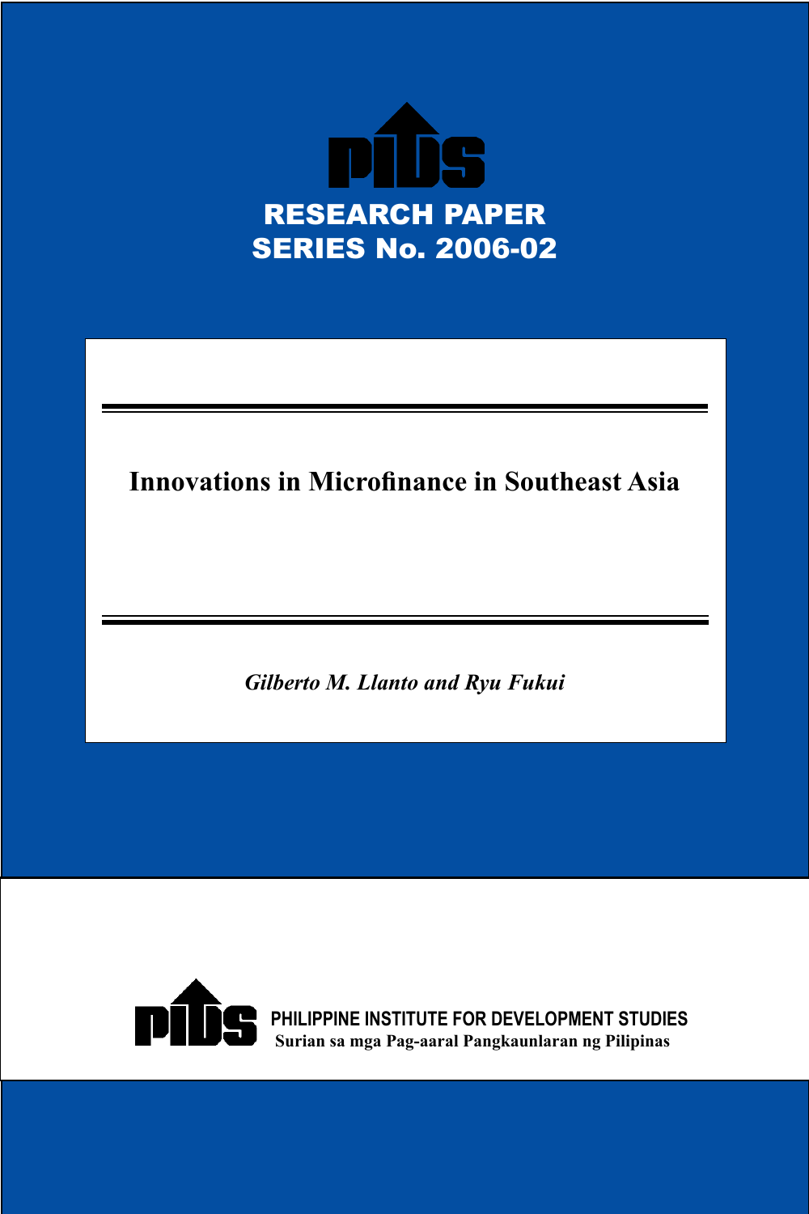PIDS

**RESEARCH PAPER SERIES No. 2006-02**

# Innovations in Microfinance in Southeast Asia

*Gilberto M. Llanto and Ryu Fukui*

PIDS

**PHILIPPINE INSTITUTE FOR DEVELOPMENT STUDIES**

**Surian sa mga Pag-aaral Pangkaunlaran ng Pilipinas**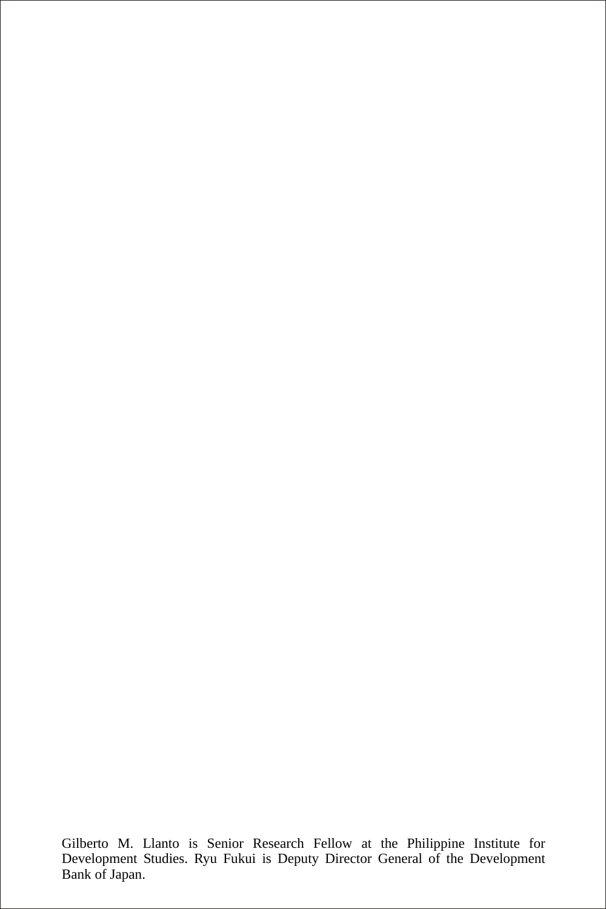Gilberto M. Llanto is Senior Research Fellow at the Philippine Institute for Development Studies. Ryu Fukui is Deputy Director General of the Development Bank of Japan.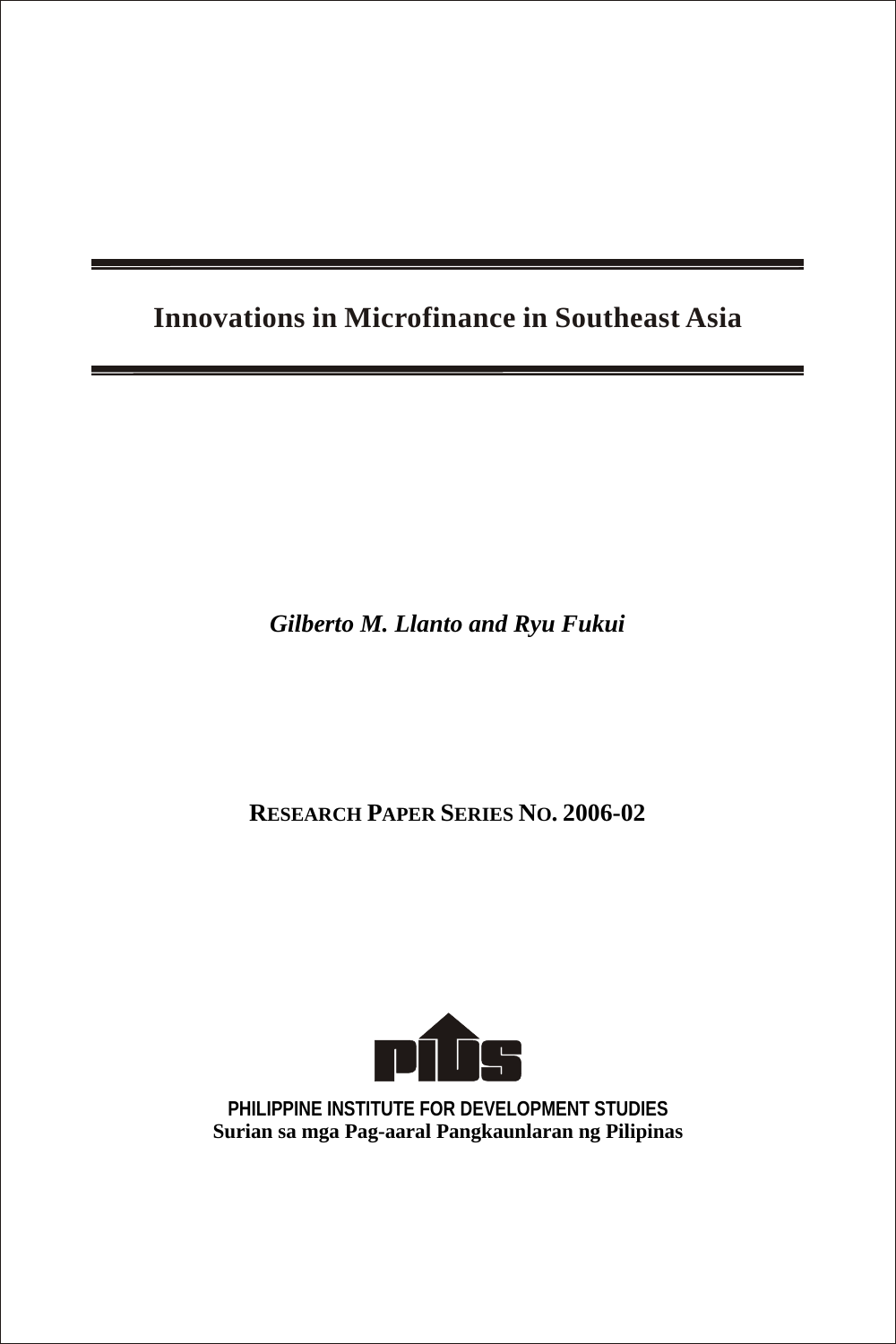# Innovations in Microfinance in Southeast Asia

*Gilberto M. Llanto and Ryu Fukui*

**RESEARCH PAPER SERIES NO. 2006-02**

PHILIPPINE INSTITUTE FOR DEVELOPMENT STUDIES
Surian sa mga Pag-aaral Pangkaunlaran ng Pilipinas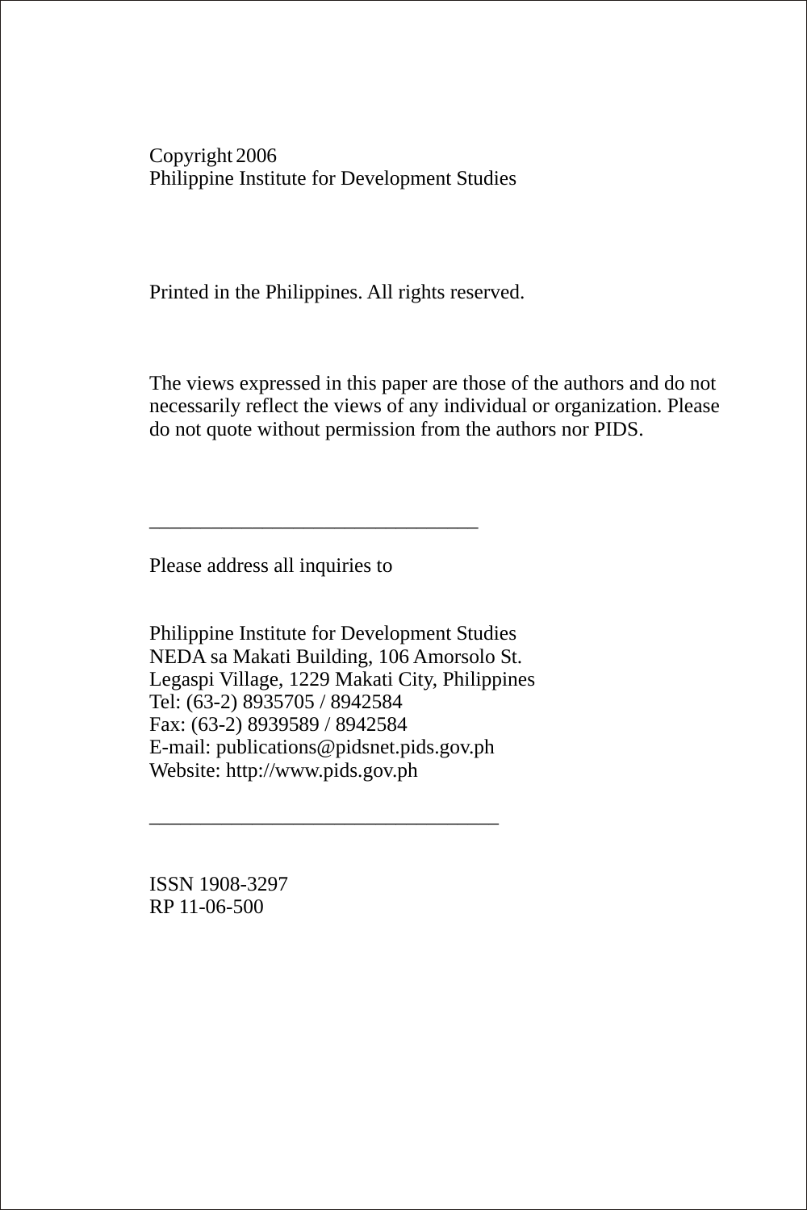Copyright 2006
Philippine Institute for Development Studies

Printed in the Philippines. All rights reserved.

The views expressed in this paper are those of the authors and do not necessarily reflect the views of any individual or organization. Please do not quote without permission from the authors nor PIDS.

---

Please address all inquiries to

Philippine Institute for Development Studies
NEDA sa Makati Building, 106 Amorsolo St.
Legaspi Village, 1229 Makati City, Philippines
Tel: (63-2) 8935705 / 8942584
Fax: (63-2) 8939589 / 8942584
E-mail: publications@pidsnet.pids.gov.ph
Website: http://www.pids.gov.ph

---

ISSN 1908-3297
RP 11-06-500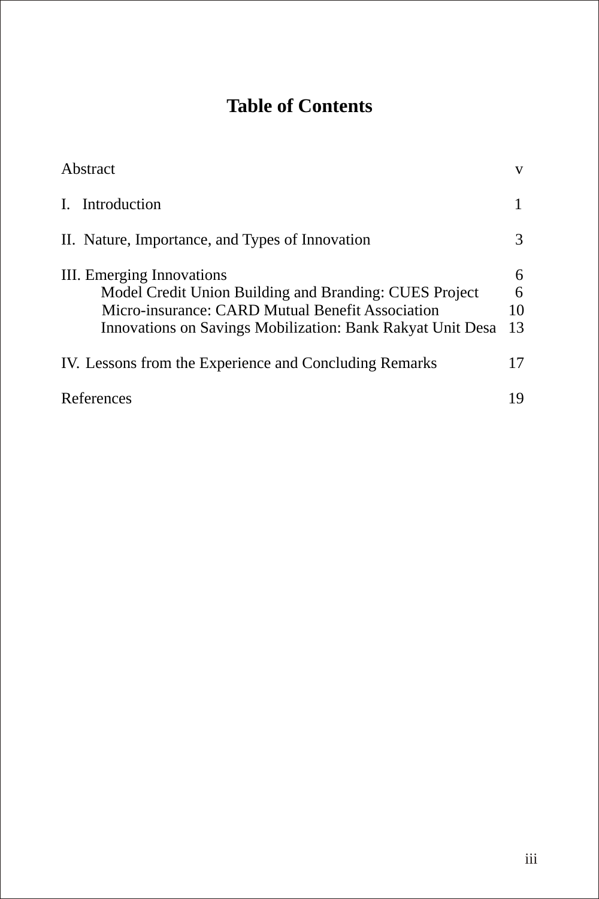# Table of Contents

| | |
|---|---|
| Abstract | v |
| I. Introduction | 1 |
| II. Nature, Importance, and Types of Innovation | 3 |
| III. Emerging Innovations | 6 |
| Model Credit Union Building and Branding: CUES Project | 6 |
| Micro-insurance: CARD Mutual Benefit Association | 10 |
| Innovations on Savings Mobilization: Bank Rakyat Unit Desa | 13 |
| IV. Lessons from the Experience and Concluding Remarks | 17 |
| References | 19 |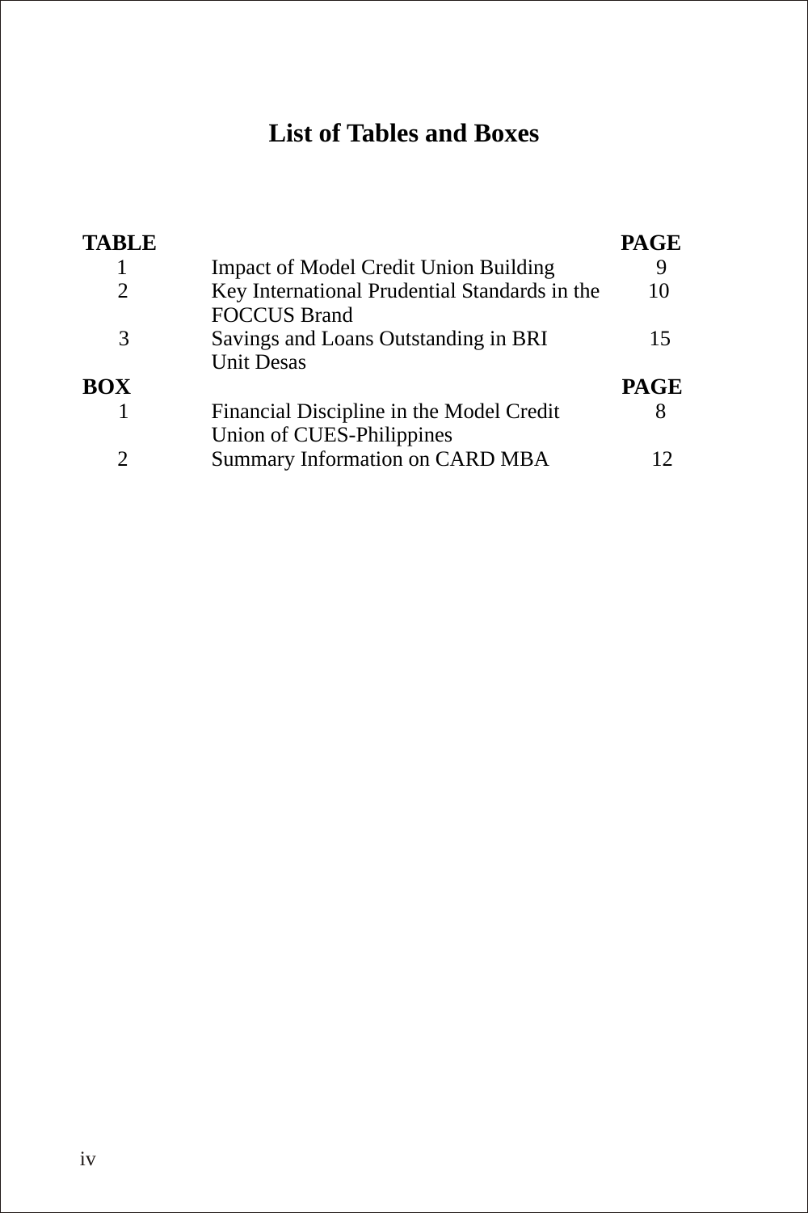# List of Tables and Boxes

| TABLE | | PAGE |
|---|---|---|
| 1 | Impact of Model Credit Union Building | 9 |
| 2 | Key International Prudential Standards in the FOCCUS Brand | 10 |
| 3 | Savings and Loans Outstanding in BRI Unit Desas | 15 |

| BOX | | PAGE |
|---|---|---|
| 1 | Financial Discipline in the Model Credit Union of CUES-Philippines | 8 |
| 2 | Summary Information on CARD MBA | 12 |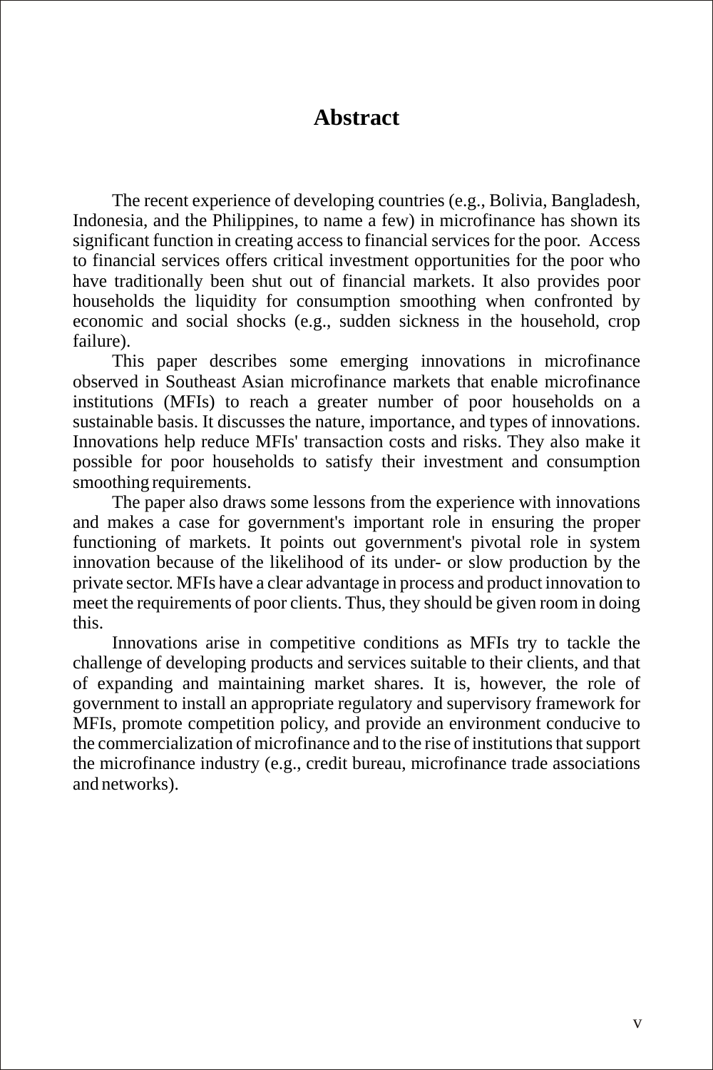# Abstract

The recent experience of developing countries (e.g., Bolivia, Bangladesh, Indonesia, and the Philippines, to name a few) in microfinance has shown its significant function in creating access to financial services for the poor. Access to financial services offers critical investment opportunities for the poor who have traditionally been shut out of financial markets. It also provides poor households the liquidity for consumption smoothing when confronted by economic and social shocks (e.g., sudden sickness in the household, crop failure).

This paper describes some emerging innovations in microfinance observed in Southeast Asian microfinance markets that enable microfinance institutions (MFIs) to reach a greater number of poor households on a sustainable basis. It discusses the nature, importance, and types of innovations. Innovations help reduce MFIs' transaction costs and risks. They also make it possible for poor households to satisfy their investment and consumption smoothing requirements.

The paper also draws some lessons from the experience with innovations and makes a case for government's important role in ensuring the proper functioning of markets. It points out government's pivotal role in system innovation because of the likelihood of its under- or slow production by the private sector. MFIs have a clear advantage in process and product innovation to meet the requirements of poor clients. Thus, they should be given room in doing this.

Innovations arise in competitive conditions as MFIs try to tackle the challenge of developing products and services suitable to their clients, and that of expanding and maintaining market shares. It is, however, the role of government to install an appropriate regulatory and supervisory framework for MFIs, promote competition policy, and provide an environment conducive to the commercialization of microfinance and to the rise of institutions that support the microfinance industry (e.g., credit bureau, microfinance trade associations and networks).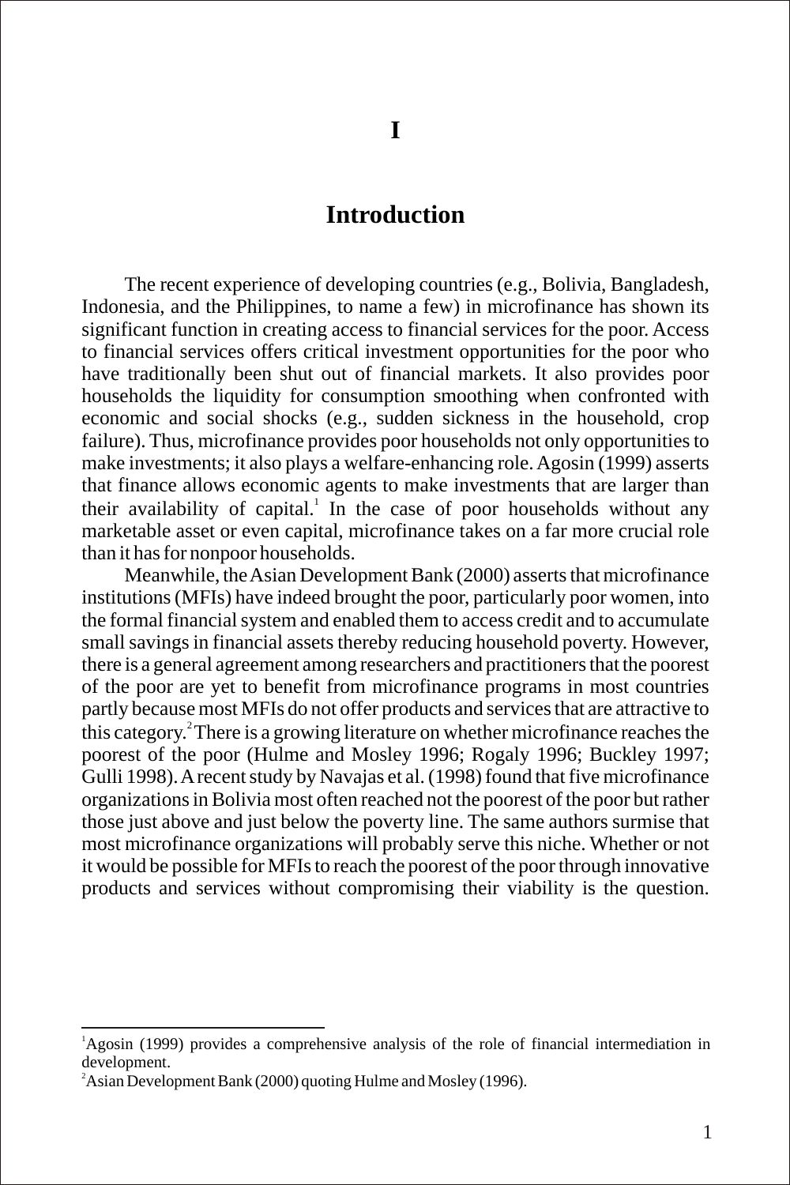# I

## Introduction

The recent experience of developing countries (e.g., Bolivia, Bangladesh, Indonesia, and the Philippines, to name a few) in microfinance has shown its significant function in creating access to financial services for the poor. Access to financial services offers critical investment opportunities for the poor who have traditionally been shut out of financial markets. It also provides poor households the liquidity for consumption smoothing when confronted with economic and social shocks (e.g., sudden sickness in the household, crop failure). Thus, microfinance provides poor households not only opportunities to make investments; it also plays a welfare-enhancing role. Agosin (1999) asserts that finance allows economic agents to make investments that are larger than their availability of capital.[1] In the case of poor households without any marketable asset or even capital, microfinance takes on a far more crucial role than it has for nonpoor households.

Meanwhile, the Asian Development Bank (2000) asserts that microfinance institutions (MFIs) have indeed brought the poor, particularly poor women, into the formal financial system and enabled them to access credit and to accumulate small savings in financial assets thereby reducing household poverty. However, there is a general agreement among researchers and practitioners that the poorest of the poor are yet to benefit from microfinance programs in most countries partly because most MFIs do not offer products and services that are attractive to this category.[2] There is a growing literature on whether microfinance reaches the poorest of the poor (Hulme and Mosley 1996; Rogaly 1996; Buckley 1997; Gulli 1998). A recent study by Navajas et al. (1998) found that five microfinance organizations in Bolivia most often reached not the poorest of the poor but rather those just above and just below the poverty line. The same authors surmise that most microfinance organizations will probably serve this niche. Whether or not it would be possible for MFIs to reach the poorest of the poor through innovative products and services without compromising their viability is the question.

---

[1] Agosin (1999) provides a comprehensive analysis of the role of financial intermediation in development.

[2] Asian Development Bank (2000) quoting Hulme and Mosley (1996).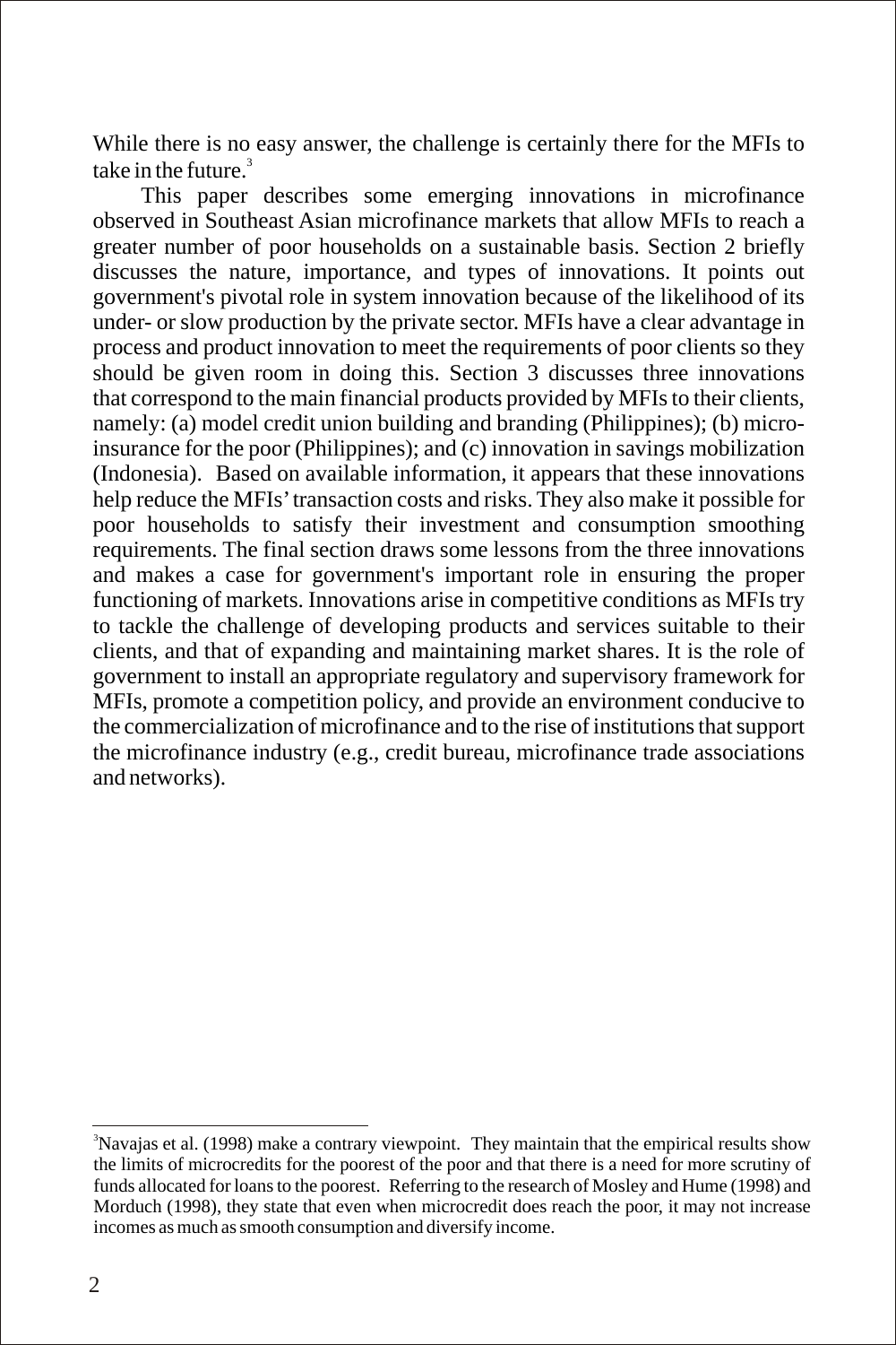While there is no easy answer, the challenge is certainly there for the MFIs to take in the future.[3]

This paper describes some emerging innovations in microfinance observed in Southeast Asian microfinance markets that allow MFIs to reach a greater number of poor households on a sustainable basis. Section 2 briefly discusses the nature, importance, and types of innovations. It points out government's pivotal role in system innovation because of the likelihood of its under- or slow production by the private sector. MFIs have a clear advantage in process and product innovation to meet the requirements of poor clients so they should be given room in doing this. Section 3 discusses three innovations that correspond to the main financial products provided by MFIs to their clients, namely: (a) model credit union building and branding (Philippines); (b) micro-insurance for the poor (Philippines); and (c) innovation in savings mobilization (Indonesia). Based on available information, it appears that these innovations help reduce the MFIs' transaction costs and risks. They also make it possible for poor households to satisfy their investment and consumption smoothing requirements. The final section draws some lessons from the three innovations and makes a case for government's important role in ensuring the proper functioning of markets. Innovations arise in competitive conditions as MFIs try to tackle the challenge of developing products and services suitable to their clients, and that of expanding and maintaining market shares. It is the role of government to install an appropriate regulatory and supervisory framework for MFIs, promote a competition policy, and provide an environment conducive to the commercialization of microfinance and to the rise of institutions that support the microfinance industry (e.g., credit bureau, microfinance trade associations and networks).

---

[3]Navajas et al. (1998) make a contrary viewpoint. They maintain that the empirical results show the limits of microcredits for the poorest of the poor and that there is a need for more scrutiny of funds allocated for loans to the poorest. Referring to the research of Mosley and Hume (1998) and Morduch (1998), they state that even when microcredit does reach the poor, it may not increase incomes as much as smooth consumption and diversify income.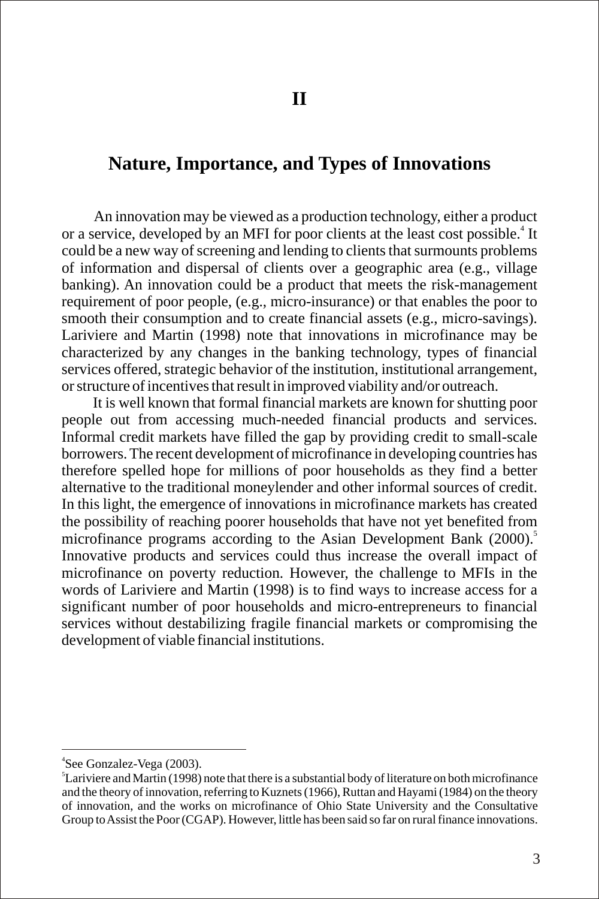# II

# Nature, Importance, and Types of Innovations

An innovation may be viewed as a production technology, either a product or a service, developed by an MFI for poor clients at the least cost possible.[4] It could be a new way of screening and lending to clients that surmounts problems of information and dispersal of clients over a geographic area (e.g., village banking). An innovation could be a product that meets the risk-management requirement of poor people, (e.g., micro-insurance) or that enables the poor to smooth their consumption and to create financial assets (e.g., micro-savings). Lariviere and Martin (1998) note that innovations in microfinance may be characterized by any changes in the banking technology, types of financial services offered, strategic behavior of the institution, institutional arrangement, or structure of incentives that result in improved viability and/or outreach.

It is well known that formal financial markets are known for shutting poor people out from accessing much-needed financial products and services. Informal credit markets have filled the gap by providing credit to small-scale borrowers. The recent development of microfinance in developing countries has therefore spelled hope for millions of poor households as they find a better alternative to the traditional moneylender and other informal sources of credit. In this light, the emergence of innovations in microfinance markets has created the possibility of reaching poorer households that have not yet benefited from microfinance programs according to the Asian Development Bank (2000).[5] Innovative products and services could thus increase the overall impact of microfinance on poverty reduction. However, the challenge to MFIs in the words of Lariviere and Martin (1998) is to find ways to increase access for a significant number of poor households and micro-entrepreneurs to financial services without destabilizing fragile financial markets or compromising the development of viable financial institutions.

---

[4] See Gonzalez-Vega (2003).

[5] Lariviere and Martin (1998) note that there is a substantial body of literature on both microfinance and the theory of innovation, referring to Kuznets (1966), Ruttan and Hayami (1984) on the theory of innovation, and the works on microfinance of Ohio State University and the Consultative Group to Assist the Poor (CGAP). However, little has been said so far on rural finance innovations.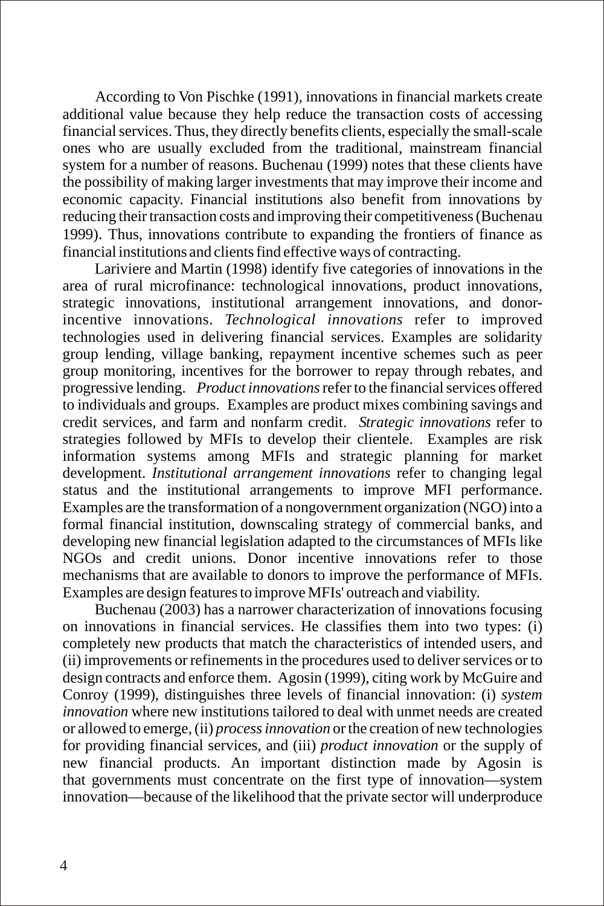According to Von Pischke (1991), innovations in financial markets create additional value because they help reduce the transaction costs of accessing financial services. Thus, they directly benefits clients, especially the small-scale ones who are usually excluded from the traditional, mainstream financial system for a number of reasons. Buchenau (1999) notes that these clients have the possibility of making larger investments that may improve their income and economic capacity. Financial institutions also benefit from innovations by reducing their transaction costs and improving their competitiveness (Buchenau 1999). Thus, innovations contribute to expanding the frontiers of finance as financial institutions and clients find effective ways of contracting.

Lariviere and Martin (1998) identify five categories of innovations in the area of rural microfinance: technological innovations, product innovations, strategic innovations, institutional arrangement innovations, and donor-incentive innovations. *Technological innovations* refer to improved technologies used in delivering financial services. Examples are solidarity group lending, village banking, repayment incentive schemes such as peer group monitoring, incentives for the borrower to repay through rebates, and progressive lending. *Product innovations* refer to the financial services offered to individuals and groups. Examples are product mixes combining savings and credit services, and farm and nonfarm credit. *Strategic innovations* refer to strategies followed by MFIs to develop their clientele. Examples are risk information systems among MFIs and strategic planning for market development. *Institutional arrangement innovations* refer to changing legal status and the institutional arrangements to improve MFI performance. Examples are the transformation of a nongovernment organization (NGO) into a formal financial institution, downscaling strategy of commercial banks, and developing new financial legislation adapted to the circumstances of MFIs like NGOs and credit unions. Donor incentive innovations refer to those mechanisms that are available to donors to improve the performance of MFIs. Examples are design features to improve MFIs' outreach and viability.

Buchenau (2003) has a narrower characterization of innovations focusing on innovations in financial services. He classifies them into two types: (i) completely new products that match the characteristics of intended users, and (ii) improvements or refinements in the procedures used to deliver services or to design contracts and enforce them. Agosin (1999), citing work by McGuire and Conroy (1999), distinguishes three levels of financial innovation: (i) *system innovation* where new institutions tailored to deal with unmet needs are created or allowed to emerge, (ii) *process innovation* or the creation of new technologies for providing financial services, and (iii) *product innovation* or the supply of new financial products. An important distinction made by Agosin is that governments must concentrate on the first type of innovation—system innovation—because of the likelihood that the private sector will underproduce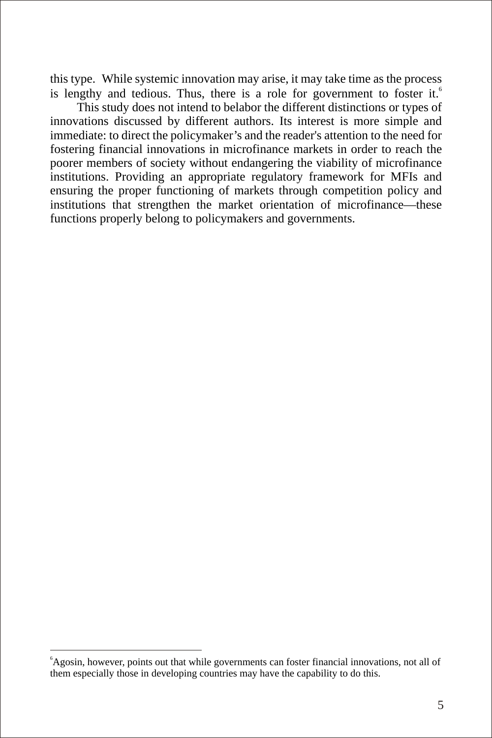this type. While systemic innovation may arise, it may take time as the process is lengthy and tedious. Thus, there is a role for government to foster it.[6]

This study does not intend to belabor the different distinctions or types of innovations discussed by different authors. Its interest is more simple and immediate: to direct the policymaker's and the reader's attention to the need for fostering financial innovations in microfinance markets in order to reach the poorer members of society without endangering the viability of microfinance institutions. Providing an appropriate regulatory framework for MFIs and ensuring the proper functioning of markets through competition policy and institutions that strengthen the market orientation of microfinance—these functions properly belong to policymakers and governments.

---

[6] Agosin, however, points out that while governments can foster financial innovations, not all of them especially those in developing countries may have the capability to do this.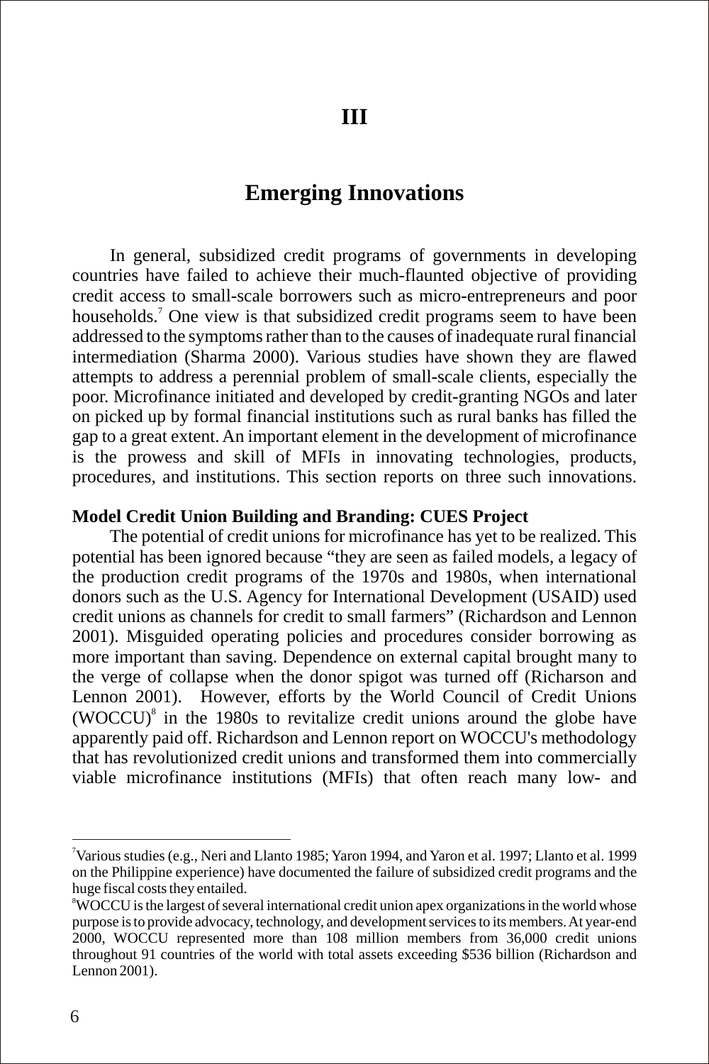# III

# Emerging Innovations

In general, subsidized credit programs of governments in developing countries have failed to achieve their much-flaunted objective of providing credit access to small-scale borrowers such as micro-entrepreneurs and poor households.[7] One view is that subsidized credit programs seem to have been addressed to the symptoms rather than to the causes of inadequate rural financial intermediation (Sharma 2000). Various studies have shown they are flawed attempts to address a perennial problem of small-scale clients, especially the poor. Microfinance initiated and developed by credit-granting NGOs and later on picked up by formal financial institutions such as rural banks has filled the gap to a great extent. An important element in the development of microfinance is the prowess and skill of MFIs in innovating technologies, products, procedures, and institutions. This section reports on three such innovations.

**Model Credit Union Building and Branding: CUES Project**

The potential of credit unions for microfinance has yet to be realized. This potential has been ignored because "they are seen as failed models, a legacy of the production credit programs of the 1970s and 1980s, when international donors such as the U.S. Agency for International Development (USAID) used credit unions as channels for credit to small farmers" (Richardson and Lennon 2001). Misguided operating policies and procedures consider borrowing as more important than saving. Dependence on external capital brought many to the verge of collapse when the donor spigot was turned off (Richarson and Lennon 2001). However, efforts by the World Council of Credit Unions (WOCCU)[8] in the 1980s to revitalize credit unions around the globe have apparently paid off. Richardson and Lennon report on WOCCU's methodology that has revolutionized credit unions and transformed them into commercially viable microfinance institutions (MFIs) that often reach many low- and

---

[7] Various studies (e.g., Neri and Llanto 1985; Yaron 1994, and Yaron et al. 1997; Llanto et al. 1999 on the Philippine experience) have documented the failure of subsidized credit programs and the huge fiscal costs they entailed.

[8] WOCCU is the largest of several international credit union apex organizations in the world whose purpose is to provide advocacy, technology, and development services to its members. At year-end 2000, WOCCU represented more than 108 million members from 36,000 credit unions throughout 91 countries of the world with total assets exceeding $536 billion (Richardson and Lennon 2001).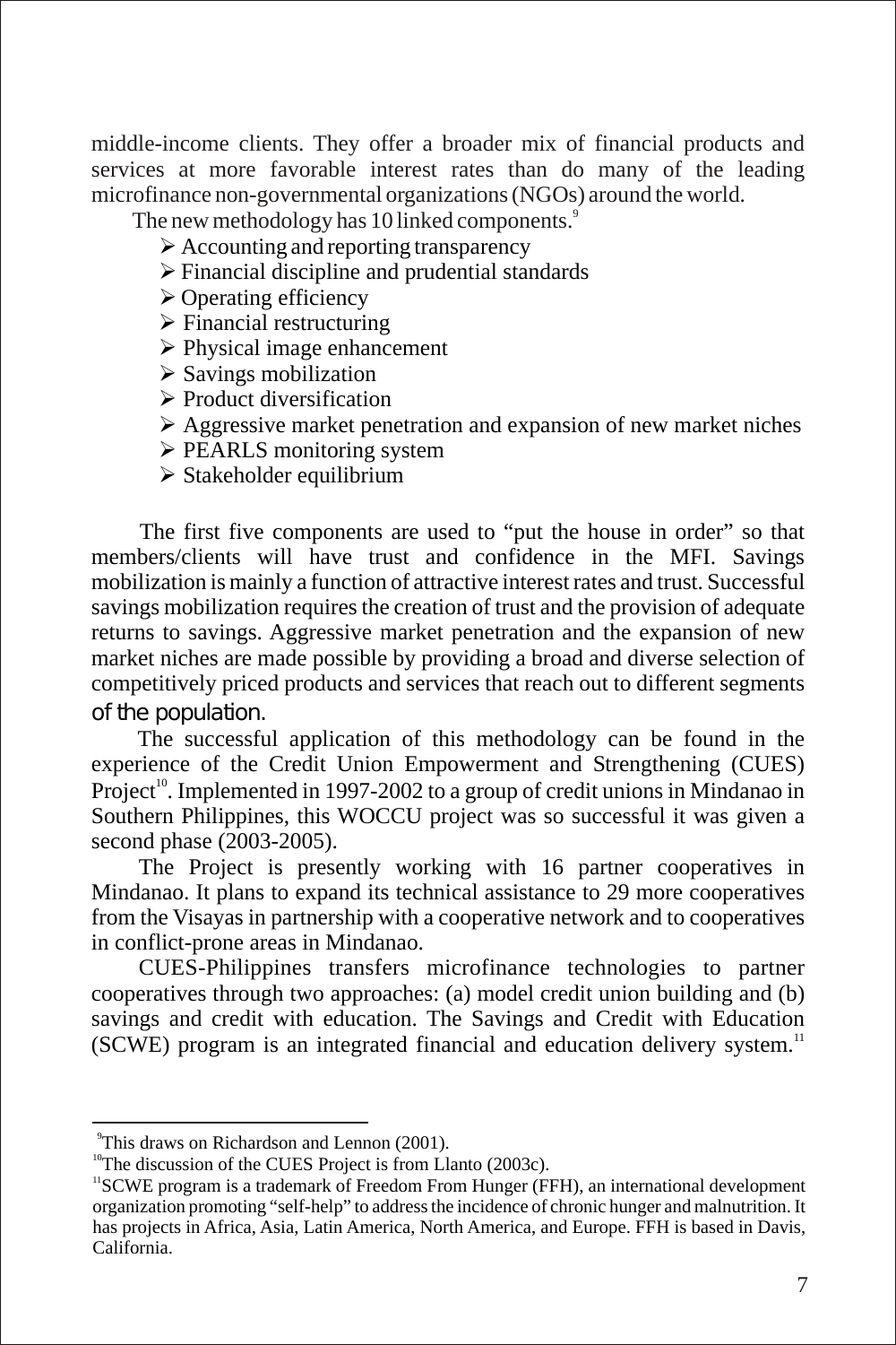middle-income clients. They offer a broader mix of financial products and services at more favorable interest rates than do many of the leading microfinance non-governmental organizations (NGOs) around the world.

The new methodology has 10 linked components.[9]

- Accounting and reporting transparency
- Financial discipline and prudential standards
- Operating efficiency
- Financial restructuring
- Physical image enhancement
- Savings mobilization
- Product diversification
- Aggressive market penetration and expansion of new market niches
- PEARLS monitoring system
- Stakeholder equilibrium

The first five components are used to "put the house in order" so that members/clients will have trust and confidence in the MFI. Savings mobilization is mainly a function of attractive interest rates and trust. Successful savings mobilization requires the creation of trust and the provision of adequate returns to savings. Aggressive market penetration and the expansion of new market niches are made possible by providing a broad and diverse selection of competitively priced products and services that reach out to different segments of the population.

The successful application of this methodology can be found in the experience of the Credit Union Empowerment and Strengthening (CUES) Project[10]. Implemented in 1997-2002 to a group of credit unions in Mindanao in Southern Philippines, this WOCCU project was so successful it was given a second phase (2003-2005).

The Project is presently working with 16 partner cooperatives in Mindanao. It plans to expand its technical assistance to 29 more cooperatives from the Visayas in partnership with a cooperative network and to cooperatives in conflict-prone areas in Mindanao.

CUES-Philippines transfers microfinance technologies to partner cooperatives through two approaches: (a) model credit union building and (b) savings and credit with education. The Savings and Credit with Education (SCWE) program is an integrated financial and education delivery system.[11]

---

[9] This draws on Richardson and Lennon (2001).

[10] The discussion of the CUES Project is from Llanto (2003c).

[11] SCWE program is a trademark of Freedom From Hunger (FFH), an international development organization promoting "self-help" to address the incidence of chronic hunger and malnutrition. It has projects in Africa, Asia, Latin America, North America, and Europe. FFH is based in Davis, California.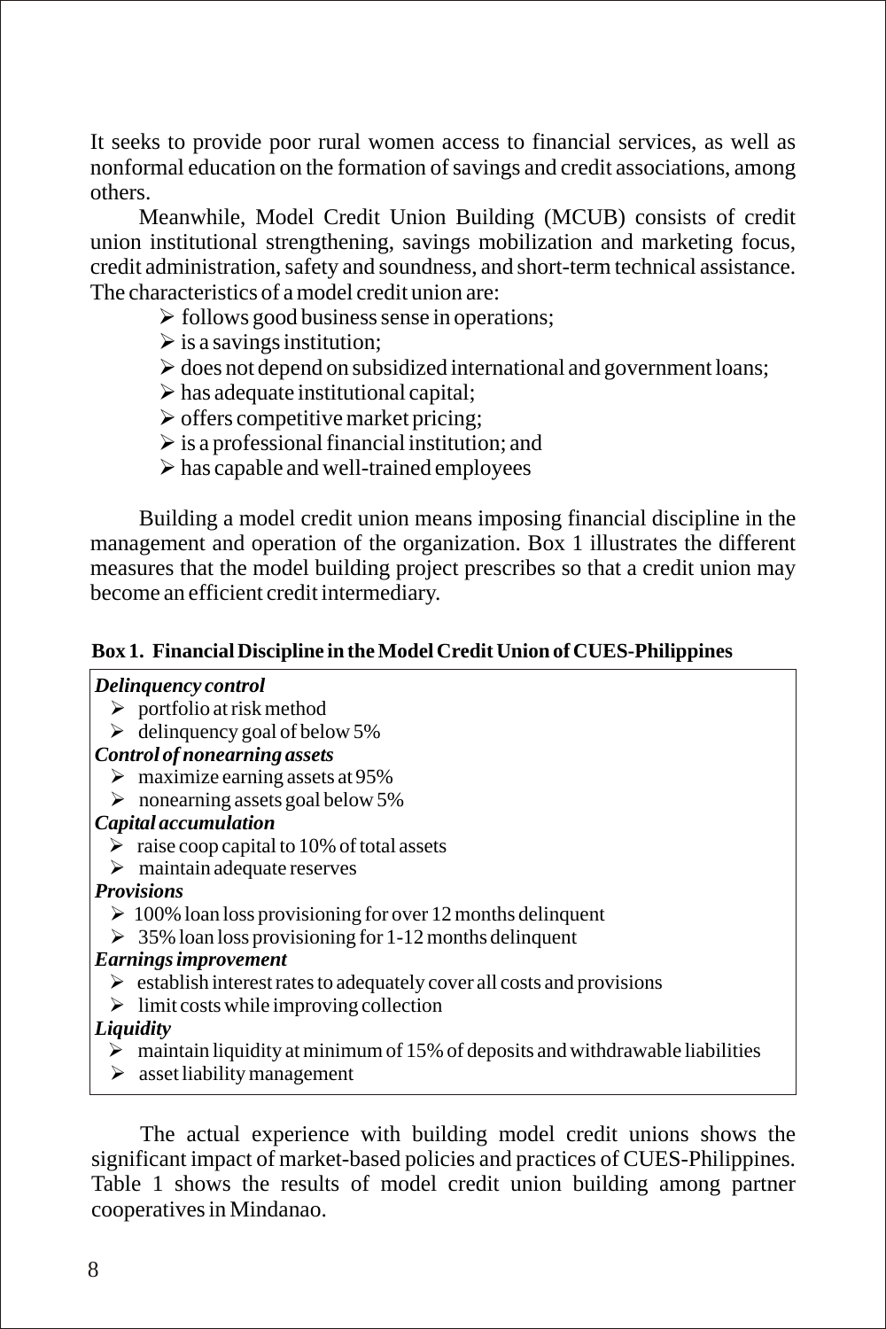It seeks to provide poor rural women access to financial services, as well as nonformal education on the formation of savings and credit associations, among others.

Meanwhile, Model Credit Union Building (MCUB) consists of credit union institutional strengthening, savings mobilization and marketing focus, credit administration, safety and soundness, and short-term technical assistance. The characteristics of a model credit union are:

- follows good business sense in operations;
- is a savings institution;
- does not depend on subsidized international and government loans;
- has adequate institutional capital;
- offers competitive market pricing;
- is a professional financial institution; and
- has capable and well-trained employees

Building a model credit union means imposing financial discipline in the management and operation of the organization. Box 1 illustrates the different measures that the model building project prescribes so that a credit union may become an efficient credit intermediary.

**Box 1. Financial Discipline in the Model Credit Union of CUES-Philippines**

***Delinquency control***

- portfolio at risk method
- delinquency goal of below 5%

***Control of nonearning assets***

- maximize earning assets at 95%
- nonearning assets goal below 5%

***Capital accumulation***

- raise coop capital to 10% of total assets
- maintain adequate reserves

***Provisions***

- 100% loan loss provisioning for over 12 months delinquent
- 35% loan loss provisioning for 1-12 months delinquent

***Earnings improvement***

- establish interest rates to adequately cover all costs and provisions
- limit costs while improving collection

***Liquidity***

- maintain liquidity at minimum of 15% of deposits and withdrawable liabilities
- asset liability management

The actual experience with building model credit unions shows the significant impact of market-based policies and practices of CUES-Philippines. Table 1 shows the results of model credit union building among partner cooperatives in Mindanao.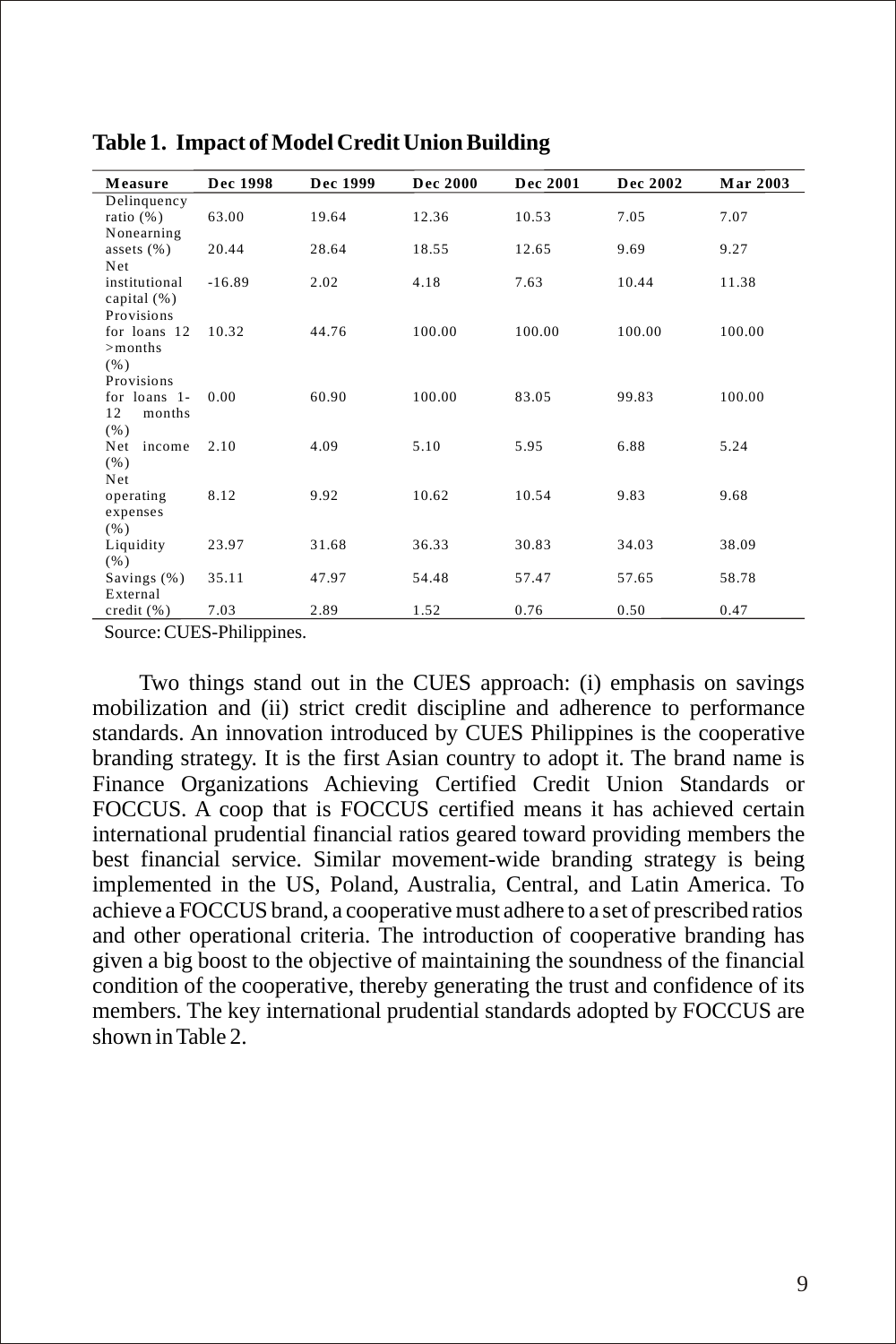**Table 1. Impact of Model Credit Union Building**

| Measure | Dec 1998 | Dec 1999 | Dec 2000 | Dec 2001 | Dec 2002 | Mar 2003 |
|---|---|---|---|---|---|---|
| Delinquency ratio (%) | 63.00 | 19.64 | 12.36 | 10.53 | 7.05 | 7.07 |
| Nonearning assets (%) | 20.44 | 28.64 | 18.55 | 12.65 | 9.69 | 9.27 |
| Net institutional capital (%) | -16.89 | 2.02 | 4.18 | 7.63 | 10.44 | 11.38 |
| Provisions for loans 12 >months (%) | 10.32 | 44.76 | 100.00 | 100.00 | 100.00 | 100.00 |
| Provisions for loans 1-12 months (%) | 0.00 | 60.90 | 100.00 | 83.05 | 99.83 | 100.00 |
| Net income (%) | 2.10 | 4.09 | 5.10 | 5.95 | 6.88 | 5.24 |
| Net operating expenses (%) | 8.12 | 9.92 | 10.62 | 10.54 | 9.83 | 9.68 |
| Liquidity (%) | 23.97 | 31.68 | 36.33 | 30.83 | 34.03 | 38.09 |
| Savings (%) | 35.11 | 47.97 | 54.48 | 57.47 | 57.65 | 58.78 |
| External credit (%) | 7.03 | 2.89 | 1.52 | 0.76 | 0.50 | 0.47 |

Source: CUES-Philippines.

Two things stand out in the CUES approach: (i) emphasis on savings mobilization and (ii) strict credit discipline and adherence to performance standards. An innovation introduced by CUES Philippines is the cooperative branding strategy. It is the first Asian country to adopt it. The brand name is Finance Organizations Achieving Certified Credit Union Standards or FOCCUS. A coop that is FOCCUS certified means it has achieved certain international prudential financial ratios geared toward providing members the best financial service. Similar movement-wide branding strategy is being implemented in the US, Poland, Australia, Central, and Latin America. To achieve a FOCCUS brand, a cooperative must adhere to a set of prescribed ratios and other operational criteria. The introduction of cooperative branding has given a big boost to the objective of maintaining the soundness of the financial condition of the cooperative, thereby generating the trust and confidence of its members. The key international prudential standards adopted by FOCCUS are shown in Table 2.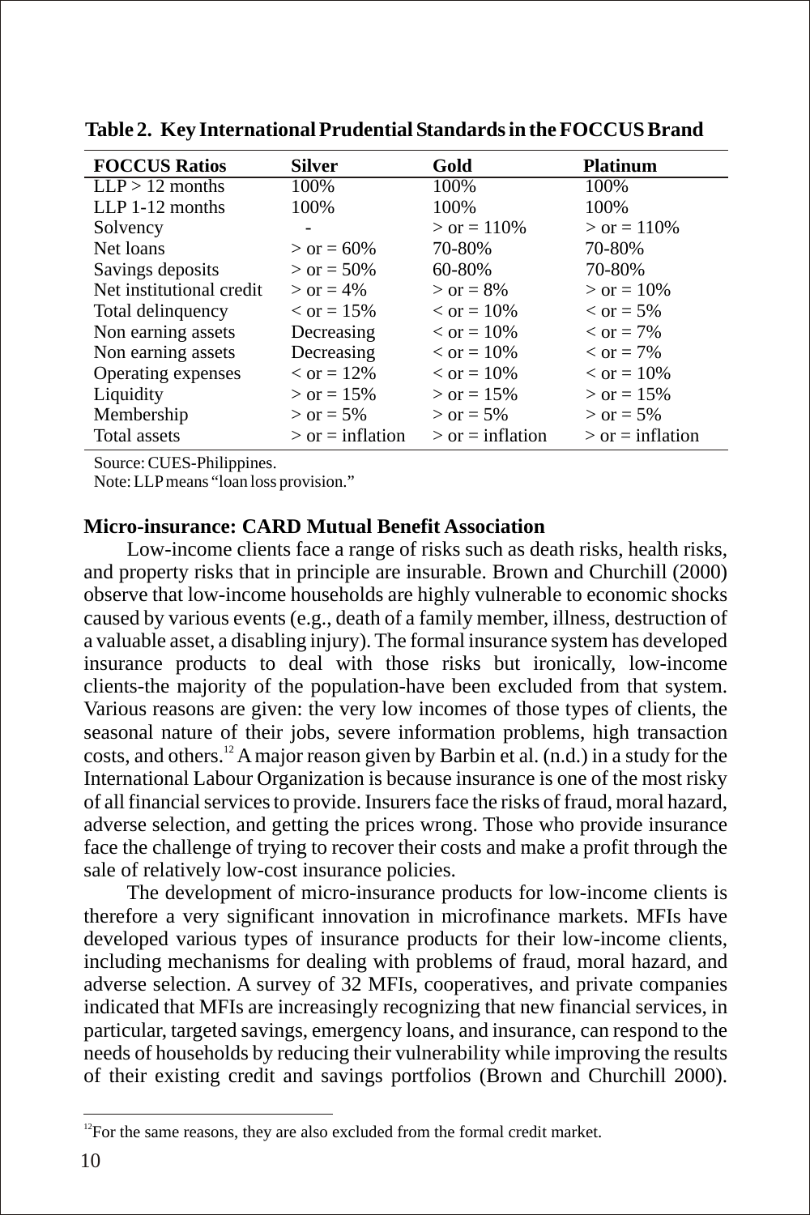**Table 2. Key International Prudential Standards in the FOCCUS Brand**

| FOCCUS Ratios | Silver | Gold | Platinum |
|---|---|---|---|
| LLP > 12 months | 100% | 100% | 100% |
| LLP 1-12 months | 100% | 100% | 100% |
| Solvency | - | > or = 110% | > or = 110% |
| Net loans | > or = 60% | 70-80% | 70-80% |
| Savings deposits | > or = 50% | 60-80% | 70-80% |
| Net institutional credit | > or = 4% | > or = 8% | > or = 10% |
| Total delinquency | < or = 15% | < or = 10% | < or = 5% |
| Non earning assets | Decreasing | < or = 10% | < or = 7% |
| Non earning assets | Decreasing | < or = 10% | < or = 7% |
| Operating expenses | < or = 12% | < or = 10% | < or = 10% |
| Liquidity | > or = 15% | > or = 15% | > or = 15% |
| Membership | > or = 5% | > or = 5% | > or = 5% |
| Total assets | > or = inflation | > or = inflation | > or = inflation |

Source: CUES-Philippines.
Note: LLP means "loan loss provision."

**Micro-insurance: CARD Mutual Benefit Association**

Low-income clients face a range of risks such as death risks, health risks, and property risks that in principle are insurable. Brown and Churchill (2000) observe that low-income households are highly vulnerable to economic shocks caused by various events (e.g., death of a family member, illness, destruction of a valuable asset, a disabling injury). The formal insurance system has developed insurance products to deal with those risks but ironically, low-income clients-the majority of the population-have been excluded from that system. Various reasons are given: the very low incomes of those types of clients, the seasonal nature of their jobs, severe information problems, high transaction costs, and others.[12] A major reason given by Barbin et al. (n.d.) in a study for the International Labour Organization is because insurance is one of the most risky of all financial services to provide. Insurers face the risks of fraud, moral hazard, adverse selection, and getting the prices wrong. Those who provide insurance face the challenge of trying to recover their costs and make a profit through the sale of relatively low-cost insurance policies.

The development of micro-insurance products for low-income clients is therefore a very significant innovation in microfinance markets. MFIs have developed various types of insurance products for their low-income clients, including mechanisms for dealing with problems of fraud, moral hazard, and adverse selection. A survey of 32 MFIs, cooperatives, and private companies indicated that MFIs are increasingly recognizing that new financial services, in particular, targeted savings, emergency loans, and insurance, can respond to the needs of households by reducing their vulnerability while improving the results of their existing credit and savings portfolios (Brown and Churchill 2000).

[12] For the same reasons, they are also excluded from the formal credit market.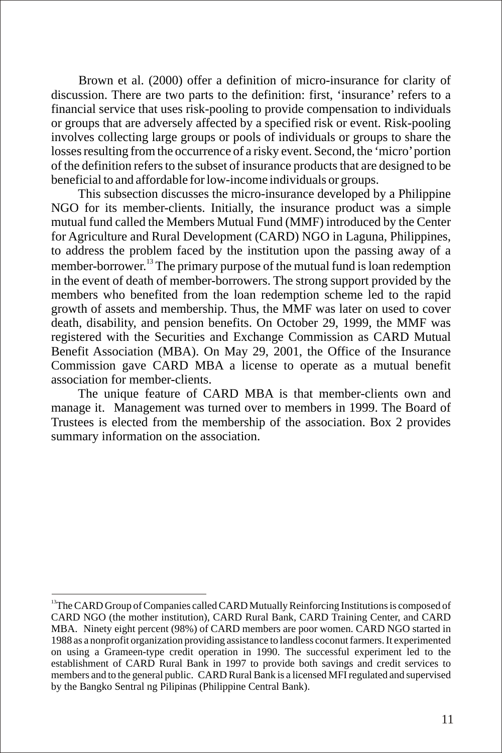Brown et al. (2000) offer a definition of micro-insurance for clarity of discussion. There are two parts to the definition: first, 'insurance' refers to a financial service that uses risk-pooling to provide compensation to individuals or groups that are adversely affected by a specified risk or event. Risk-pooling involves collecting large groups or pools of individuals or groups to share the losses resulting from the occurrence of a risky event. Second, the 'micro' portion of the definition refers to the subset of insurance products that are designed to be beneficial to and affordable for low-income individuals or groups.

This subsection discusses the micro-insurance developed by a Philippine NGO for its member-clients. Initially, the insurance product was a simple mutual fund called the Members Mutual Fund (MMF) introduced by the Center for Agriculture and Rural Development (CARD) NGO in Laguna, Philippines, to address the problem faced by the institution upon the passing away of a member-borrower.[13] The primary purpose of the mutual fund is loan redemption in the event of death of member-borrowers. The strong support provided by the members who benefited from the loan redemption scheme led to the rapid growth of assets and membership. Thus, the MMF was later on used to cover death, disability, and pension benefits. On October 29, 1999, the MMF was registered with the Securities and Exchange Commission as CARD Mutual Benefit Association (MBA). On May 29, 2001, the Office of the Insurance Commission gave CARD MBA a license to operate as a mutual benefit association for member-clients.

The unique feature of CARD MBA is that member-clients own and manage it. Management was turned over to members in 1999. The Board of Trustees is elected from the membership of the association. Box 2 provides summary information on the association.

---

[13] The CARD Group of Companies called CARD Mutually Reinforcing Institutions is composed of CARD NGO (the mother institution), CARD Rural Bank, CARD Training Center, and CARD MBA. Ninety eight percent (98%) of CARD members are poor women. CARD NGO started in 1988 as a nonprofit organization providing assistance to landless coconut farmers. It experimented on using a Grameen-type credit operation in 1990. The successful experiment led to the establishment of CARD Rural Bank in 1997 to provide both savings and credit services to members and to the general public. CARD Rural Bank is a licensed MFI regulated and supervised by the Bangko Sentral ng Pilipinas (Philippine Central Bank).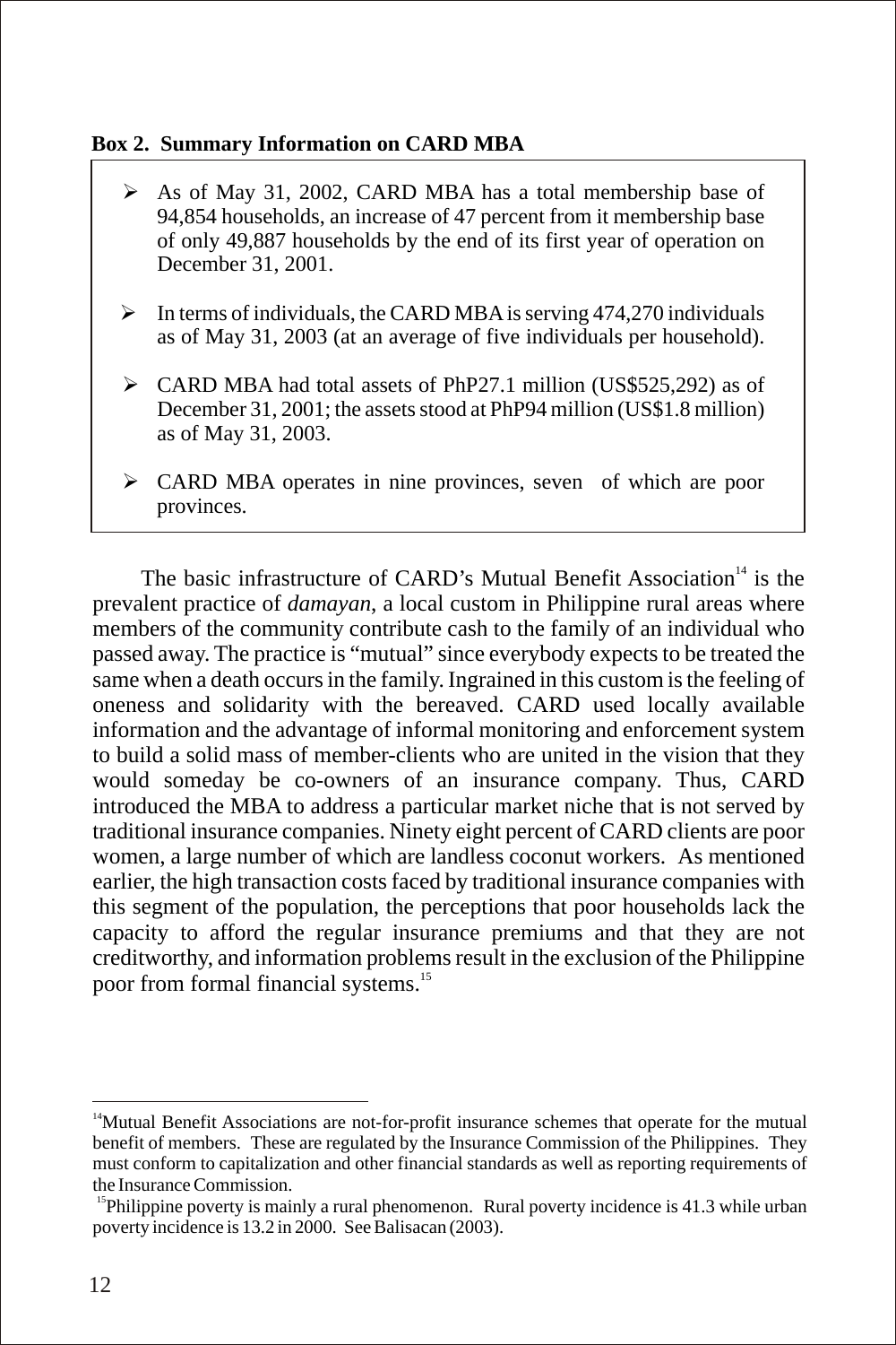**Box 2. Summary Information on CARD MBA**

- As of May 31, 2002, CARD MBA has a total membership base of 94,854 households, an increase of 47 percent from it membership base of only 49,887 households by the end of its first year of operation on December 31, 2001.
- In terms of individuals, the CARD MBA is serving 474,270 individuals as of May 31, 2003 (at an average of five individuals per household).
- CARD MBA had total assets of PhP27.1 million (US$525,292) as of December 31, 2001; the assets stood at PhP94 million (US$1.8 million) as of May 31, 2003.
- CARD MBA operates in nine provinces, seven of which are poor provinces.

The basic infrastructure of CARD's Mutual Benefit Association[14] is the prevalent practice of *damayan*, a local custom in Philippine rural areas where members of the community contribute cash to the family of an individual who passed away. The practice is "mutual" since everybody expects to be treated the same when a death occurs in the family. Ingrained in this custom is the feeling of oneness and solidarity with the bereaved. CARD used locally available information and the advantage of informal monitoring and enforcement system to build a solid mass of member-clients who are united in the vision that they would someday be co-owners of an insurance company. Thus, CARD introduced the MBA to address a particular market niche that is not served by traditional insurance companies. Ninety eight percent of CARD clients are poor women, a large number of which are landless coconut workers. As mentioned earlier, the high transaction costs faced by traditional insurance companies with this segment of the population, the perceptions that poor households lack the capacity to afford the regular insurance premiums and that they are not creditworthy, and information problems result in the exclusion of the Philippine poor from formal financial systems.[15]

---

[14]Mutual Benefit Associations are not-for-profit insurance schemes that operate for the mutual benefit of members. These are regulated by the Insurance Commission of the Philippines. They must conform to capitalization and other financial standards as well as reporting requirements of the Insurance Commission.

[15]Philippine poverty is mainly a rural phenomenon. Rural poverty incidence is 41.3 while urban poverty incidence is 13.2 in 2000. See Balisacan (2003).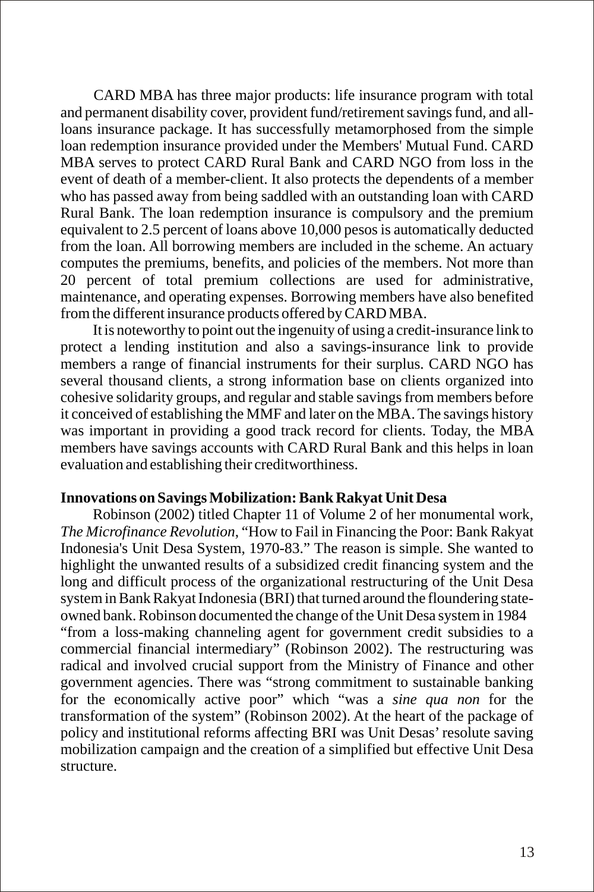CARD MBA has three major products: life insurance program with total and permanent disability cover, provident fund/retirement savings fund, and all-loans insurance package. It has successfully metamorphosed from the simple loan redemption insurance provided under the Members' Mutual Fund. CARD MBA serves to protect CARD Rural Bank and CARD NGO from loss in the event of death of a member-client. It also protects the dependents of a member who has passed away from being saddled with an outstanding loan with CARD Rural Bank. The loan redemption insurance is compulsory and the premium equivalent to 2.5 percent of loans above 10,000 pesos is automatically deducted from the loan. All borrowing members are included in the scheme. An actuary computes the premiums, benefits, and policies of the members. Not more than 20 percent of total premium collections are used for administrative, maintenance, and operating expenses. Borrowing members have also benefited from the different insurance products offered by CARD MBA.

It is noteworthy to point out the ingenuity of using a credit-insurance link to protect a lending institution and also a savings-insurance link to provide members a range of financial instruments for their surplus. CARD NGO has several thousand clients, a strong information base on clients organized into cohesive solidarity groups, and regular and stable savings from members before it conceived of establishing the MMF and later on the MBA. The savings history was important in providing a good track record for clients. Today, the MBA members have savings accounts with CARD Rural Bank and this helps in loan evaluation and establishing their creditworthiness.

**Innovations on Savings Mobilization: Bank Rakyat Unit Desa**

Robinson (2002) titled Chapter 11 of Volume 2 of her monumental work, *The Microfinance Revolution*, "How to Fail in Financing the Poor: Bank Rakyat Indonesia's Unit Desa System, 1970-83." The reason is simple. She wanted to highlight the unwanted results of a subsidized credit financing system and the long and difficult process of the organizational restructuring of the Unit Desa system in Bank Rakyat Indonesia (BRI) that turned around the floundering state-owned bank. Robinson documented the change of the Unit Desa system in 1984 "from a loss-making channeling agent for government credit subsidies to a commercial financial intermediary" (Robinson 2002). The restructuring was radical and involved crucial support from the Ministry of Finance and other government agencies. There was "strong commitment to sustainable banking for the economically active poor" which "was a *sine qua non* for the transformation of the system" (Robinson 2002). At the heart of the package of policy and institutional reforms affecting BRI was Unit Desas' resolute saving mobilization campaign and the creation of a simplified but effective Unit Desa structure.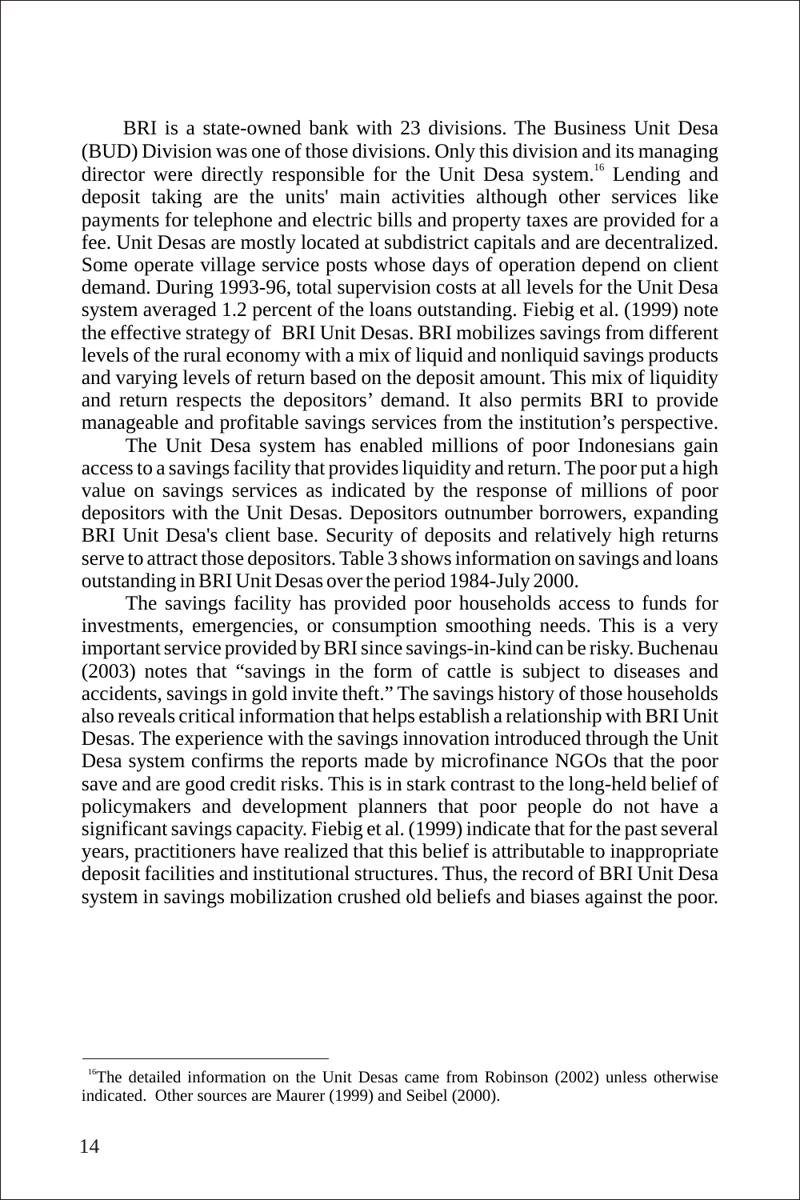BRI is a state-owned bank with 23 divisions. The Business Unit Desa (BUD) Division was one of those divisions. Only this division and its managing director were directly responsible for the Unit Desa system.[16] Lending and deposit taking are the units' main activities although other services like payments for telephone and electric bills and property taxes are provided for a fee. Unit Desas are mostly located at subdistrict capitals and are decentralized. Some operate village service posts whose days of operation depend on client demand. During 1993-96, total supervision costs at all levels for the Unit Desa system averaged 1.2 percent of the loans outstanding. Fiebig et al. (1999) note the effective strategy of BRI Unit Desas. BRI mobilizes savings from different levels of the rural economy with a mix of liquid and nonliquid savings products and varying levels of return based on the deposit amount. This mix of liquidity and return respects the depositors' demand. It also permits BRI to provide manageable and profitable savings services from the institution's perspective.

The Unit Desa system has enabled millions of poor Indonesians gain access to a savings facility that provides liquidity and return. The poor put a high value on savings services as indicated by the response of millions of poor depositors with the Unit Desas. Depositors outnumber borrowers, expanding BRI Unit Desa's client base. Security of deposits and relatively high returns serve to attract those depositors. Table 3 shows information on savings and loans outstanding in BRI Unit Desas over the period 1984-July 2000.

The savings facility has provided poor households access to funds for investments, emergencies, or consumption smoothing needs. This is a very important service provided by BRI since savings-in-kind can be risky. Buchenau (2003) notes that "savings in the form of cattle is subject to diseases and accidents, savings in gold invite theft." The savings history of those households also reveals critical information that helps establish a relationship with BRI Unit Desas. The experience with the savings innovation introduced through the Unit Desa system confirms the reports made by microfinance NGOs that the poor save and are good credit risks. This is in stark contrast to the long-held belief of policymakers and development planners that poor people do not have a significant savings capacity. Fiebig et al. (1999) indicate that for the past several years, practitioners have realized that this belief is attributable to inappropriate deposit facilities and institutional structures. Thus, the record of BRI Unit Desa system in savings mobilization crushed old beliefs and biases against the poor.

---

[16] The detailed information on the Unit Desas came from Robinson (2002) unless otherwise indicated. Other sources are Maurer (1999) and Seibel (2000).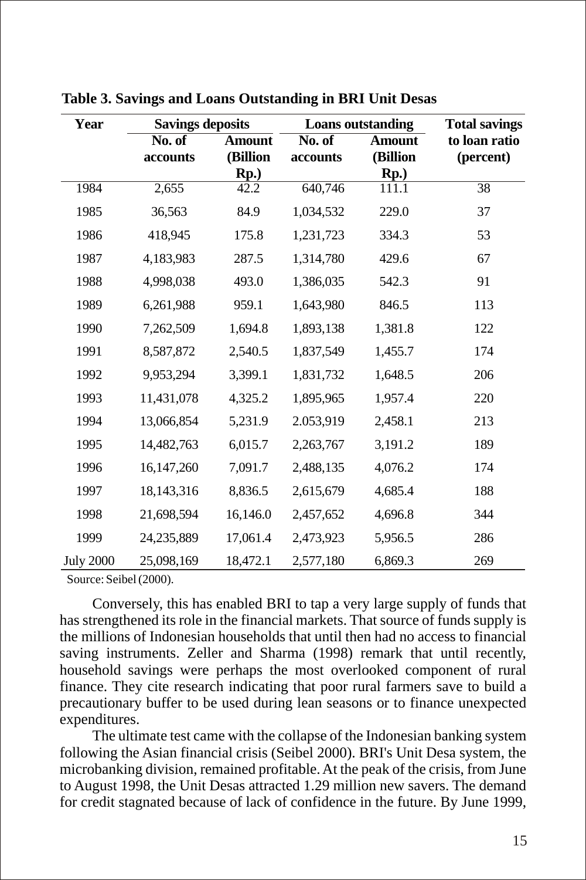**Table 3. Savings and Loans Outstanding in BRI Unit Desas**

| Year | Savings deposits | | Loans outstanding | | Total savings to loan ratio (percent) |
|---|---|---|---|---|---|
| | No. of accounts | Amount (Billion Rp.) | No. of accounts | Amount (Billion Rp.) | |
| 1984 | 2,655 | 42.2 | 640,746 | 111.1 | 38 |
| 1985 | 36,563 | 84.9 | 1,034,532 | 229.0 | 37 |
| 1986 | 418,945 | 175.8 | 1,231,723 | 334.3 | 53 |
| 1987 | 4,183,983 | 287.5 | 1,314,780 | 429.6 | 67 |
| 1988 | 4,998,038 | 493.0 | 1,386,035 | 542.3 | 91 |
| 1989 | 6,261,988 | 959.1 | 1,643,980 | 846.5 | 113 |
| 1990 | 7,262,509 | 1,694.8 | 1,893,138 | 1,381.8 | 122 |
| 1991 | 8,587,872 | 2,540.5 | 1,837,549 | 1,455.7 | 174 |
| 1992 | 9,953,294 | 3,399.1 | 1,831,732 | 1,648.5 | 206 |
| 1993 | 11,431,078 | 4,325.2 | 1,895,965 | 1,957.4 | 220 |
| 1994 | 13,066,854 | 5,231.9 | 2.053,919 | 2,458.1 | 213 |
| 1995 | 14,482,763 | 6,015.7 | 2,263,767 | 3,191.2 | 189 |
| 1996 | 16,147,260 | 7,091.7 | 2,488,135 | 4,076.2 | 174 |
| 1997 | 18,143,316 | 8,836.5 | 2,615,679 | 4,685.4 | 188 |
| 1998 | 21,698,594 | 16,146.0 | 2,457,652 | 4,696.8 | 344 |
| 1999 | 24,235,889 | 17,061.4 | 2,473,923 | 5,956.5 | 286 |
| July 2000 | 25,098,169 | 18,472.1 | 2,577,180 | 6,869.3 | 269 |

Source: Seibel (2000).

Conversely, this has enabled BRI to tap a very large supply of funds that has strengthened its role in the financial markets. That source of funds supply is the millions of Indonesian households that until then had no access to financial saving instruments. Zeller and Sharma (1998) remark that until recently, household savings were perhaps the most overlooked component of rural finance. They cite research indicating that poor rural farmers save to build a precautionary buffer to be used during lean seasons or to finance unexpected expenditures.

The ultimate test came with the collapse of the Indonesian banking system following the Asian financial crisis (Seibel 2000). BRI's Unit Desa system, the microbanking division, remained profitable. At the peak of the crisis, from June to August 1998, the Unit Desas attracted 1.29 million new savers. The demand for credit stagnated because of lack of confidence in the future. By June 1999,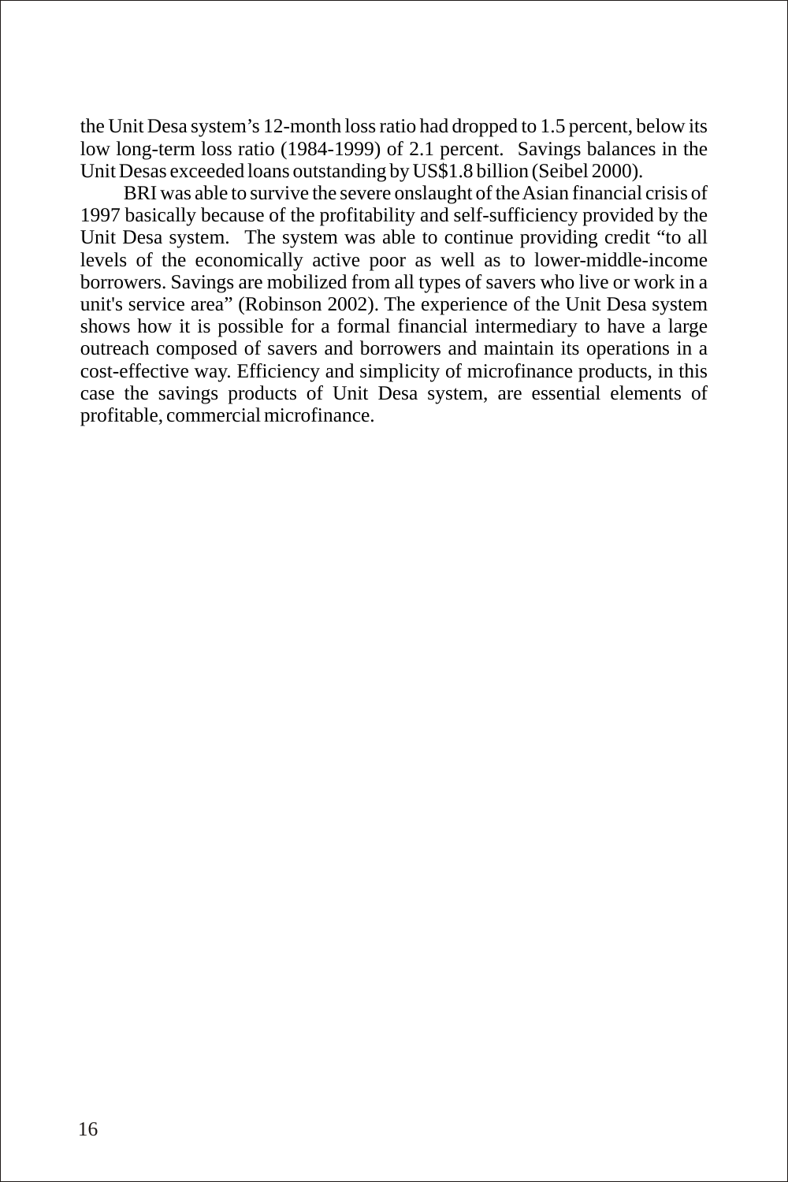the Unit Desa system's 12-month loss ratio had dropped to 1.5 percent, below its low long-term loss ratio (1984-1999) of 2.1 percent. Savings balances in the Unit Desas exceeded loans outstanding by US$1.8 billion (Seibel 2000).

BRI was able to survive the severe onslaught of the Asian financial crisis of 1997 basically because of the profitability and self-sufficiency provided by the Unit Desa system. The system was able to continue providing credit "to all levels of the economically active poor as well as to lower-middle-income borrowers. Savings are mobilized from all types of savers who live or work in a unit's service area" (Robinson 2002). The experience of the Unit Desa system shows how it is possible for a formal financial intermediary to have a large outreach composed of savers and borrowers and maintain its operations in a cost-effective way. Efficiency and simplicity of microfinance products, in this case the savings products of Unit Desa system, are essential elements of profitable, commercial microfinance.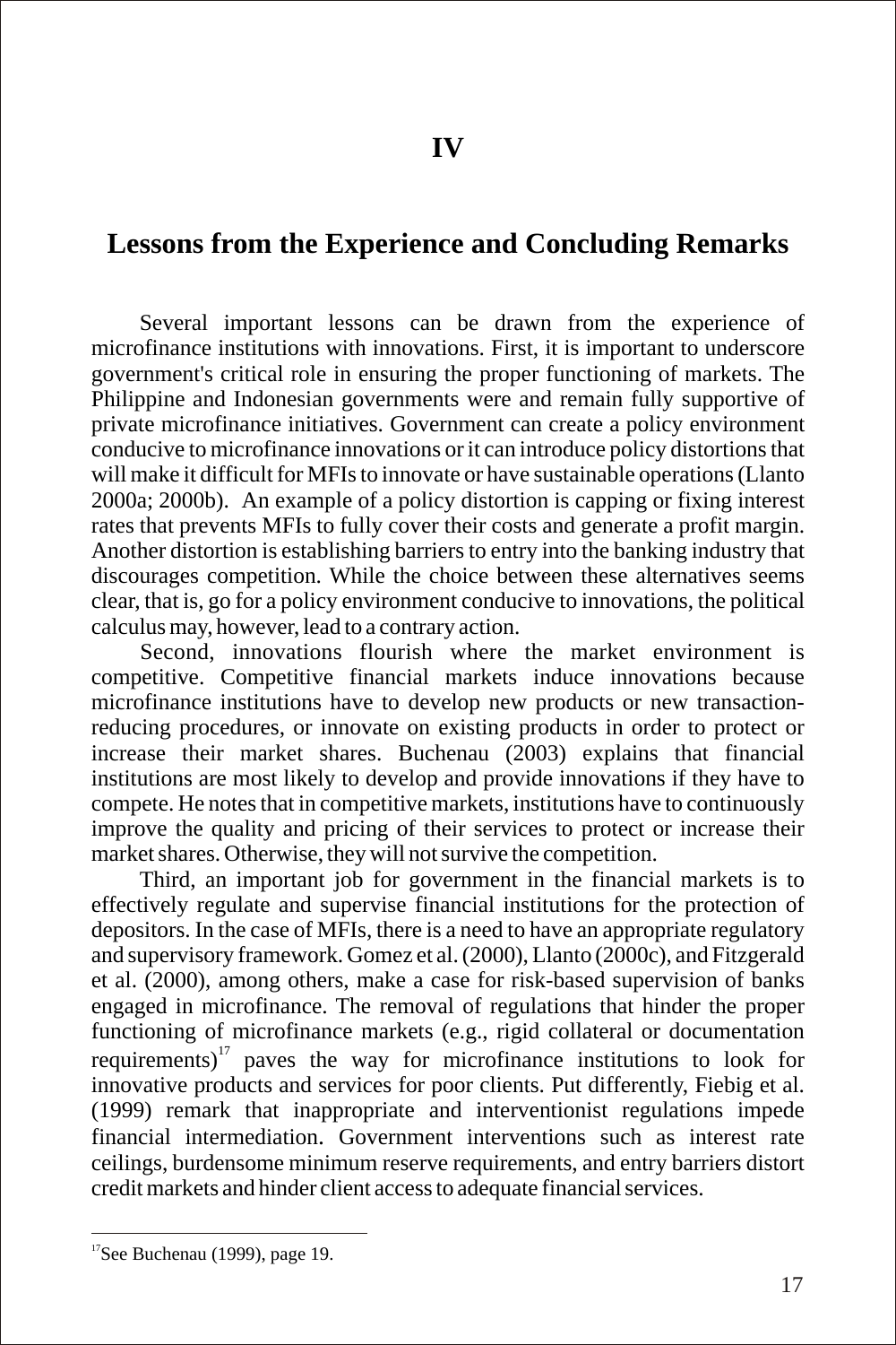# IV

## Lessons from the Experience and Concluding Remarks

Several important lessons can be drawn from the experience of microfinance institutions with innovations. First, it is important to underscore government's critical role in ensuring the proper functioning of markets. The Philippine and Indonesian governments were and remain fully supportive of private microfinance initiatives. Government can create a policy environment conducive to microfinance innovations or it can introduce policy distortions that will make it difficult for MFIs to innovate or have sustainable operations (Llanto 2000a; 2000b). An example of a policy distortion is capping or fixing interest rates that prevents MFIs to fully cover their costs and generate a profit margin. Another distortion is establishing barriers to entry into the banking industry that discourages competition. While the choice between these alternatives seems clear, that is, go for a policy environment conducive to innovations, the political calculus may, however, lead to a contrary action.

Second, innovations flourish where the market environment is competitive. Competitive financial markets induce innovations because microfinance institutions have to develop new products or new transaction-reducing procedures, or innovate on existing products in order to protect or increase their market shares. Buchenau (2003) explains that financial institutions are most likely to develop and provide innovations if they have to compete. He notes that in competitive markets, institutions have to continuously improve the quality and pricing of their services to protect or increase their market shares. Otherwise, they will not survive the competition.

Third, an important job for government in the financial markets is to effectively regulate and supervise financial institutions for the protection of depositors. In the case of MFIs, there is a need to have an appropriate regulatory and supervisory framework. Gomez et al. (2000), Llanto (2000c), and Fitzgerald et al. (2000), among others, make a case for risk-based supervision of banks engaged in microfinance. The removal of regulations that hinder the proper functioning of microfinance markets (e.g., rigid collateral or documentation requirements)[17] paves the way for microfinance institutions to look for innovative products and services for poor clients. Put differently, Fiebig et al. (1999) remark that inappropriate and interventionist regulations impede financial intermediation. Government interventions such as interest rate ceilings, burdensome minimum reserve requirements, and entry barriers distort credit markets and hinder client access to adequate financial services.

---

[17] See Buchenau (1999), page 19.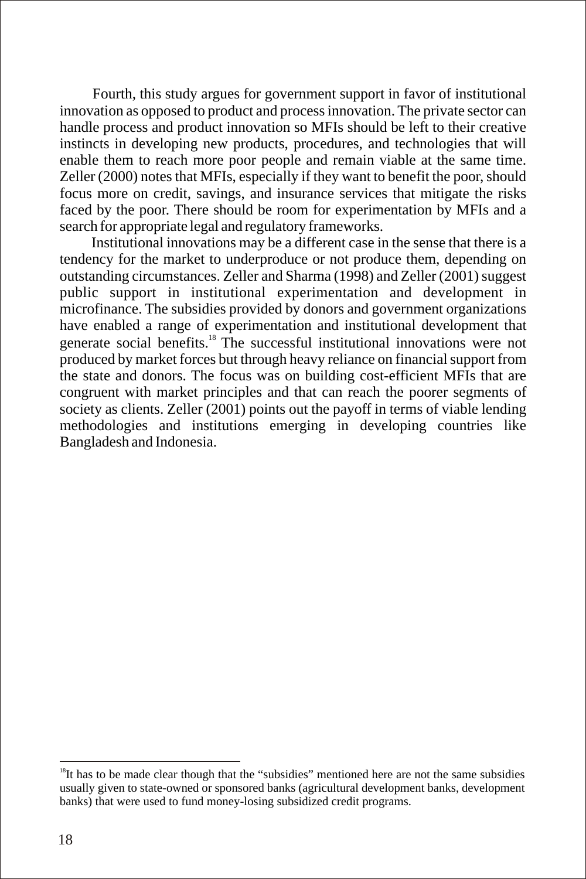Fourth, this study argues for government support in favor of institutional innovation as opposed to product and process innovation. The private sector can handle process and product innovation so MFIs should be left to their creative instincts in developing new products, procedures, and technologies that will enable them to reach more poor people and remain viable at the same time. Zeller (2000) notes that MFIs, especially if they want to benefit the poor, should focus more on credit, savings, and insurance services that mitigate the risks faced by the poor. There should be room for experimentation by MFIs and a search for appropriate legal and regulatory frameworks.

Institutional innovations may be a different case in the sense that there is a tendency for the market to underproduce or not produce them, depending on outstanding circumstances. Zeller and Sharma (1998) and Zeller (2001) suggest public support in institutional experimentation and development in microfinance. The subsidies provided by donors and government organizations have enabled a range of experimentation and institutional development that generate social benefits.[18] The successful institutional innovations were not produced by market forces but through heavy reliance on financial support from the state and donors. The focus was on building cost-efficient MFIs that are congruent with market principles and that can reach the poorer segments of society as clients. Zeller (2001) points out the payoff in terms of viable lending methodologies and institutions emerging in developing countries like Bangladesh and Indonesia.

---

[18] It has to be made clear though that the "subsidies" mentioned here are not the same subsidies usually given to state-owned or sponsored banks (agricultural development banks, development banks) that were used to fund money-losing subsidized credit programs.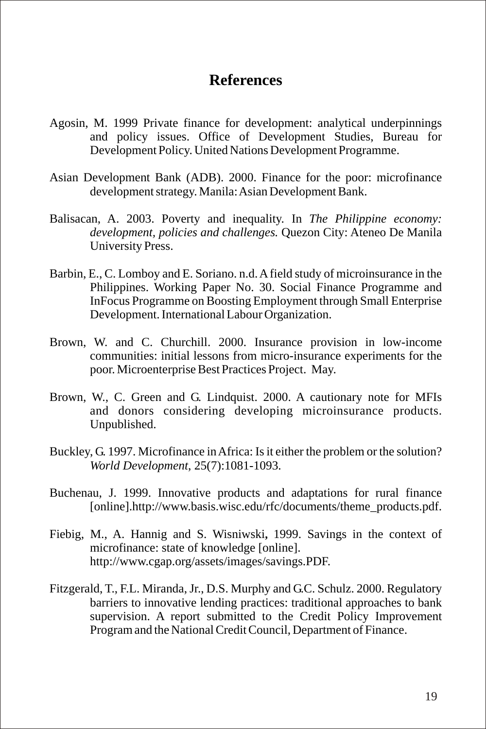# References

Agosin, M. 1999 Private finance for development: analytical underpinnings and policy issues. Office of Development Studies, Bureau for Development Policy. United Nations Development Programme.

Asian Development Bank (ADB). 2000. Finance for the poor: microfinance development strategy. Manila: Asian Development Bank.

Balisacan, A. 2003. Poverty and inequality. In *The Philippine economy: development, policies and challenges.* Quezon City: Ateneo De Manila University Press.

Barbin, E., C. Lomboy and E. Soriano. n.d. A field study of microinsurance in the Philippines. Working Paper No. 30. Social Finance Programme and InFocus Programme on Boosting Employment through Small Enterprise Development. International Labour Organization.

Brown, W. and C. Churchill. 2000. Insurance provision in low-income communities: initial lessons from micro-insurance experiments for the poor. Microenterprise Best Practices Project. May.

Brown, W., C. Green and G. Lindquist. 2000. A cautionary note for MFIs and donors considering developing microinsurance products. Unpublished.

Buckley, G. 1997. Microfinance in Africa: Is it either the problem or the solution? *World Development*, 25(7):1081-1093.

Buchenau, J. 1999. Innovative products and adaptations for rural finance [online].http://www.basis.wisc.edu/rfc/documents/theme_products.pdf.

Fiebig, M., A. Hannig and S. Wisniwski, 1999. Savings in the context of microfinance: state of knowledge [online]. http://www.cgap.org/assets/images/savings.PDF.

Fitzgerald, T., F.L. Miranda, Jr., D.S. Murphy and G.C. Schulz. 2000. Regulatory barriers to innovative lending practices: traditional approaches to bank supervision. A report submitted to the Credit Policy Improvement Program and the National Credit Council, Department of Finance.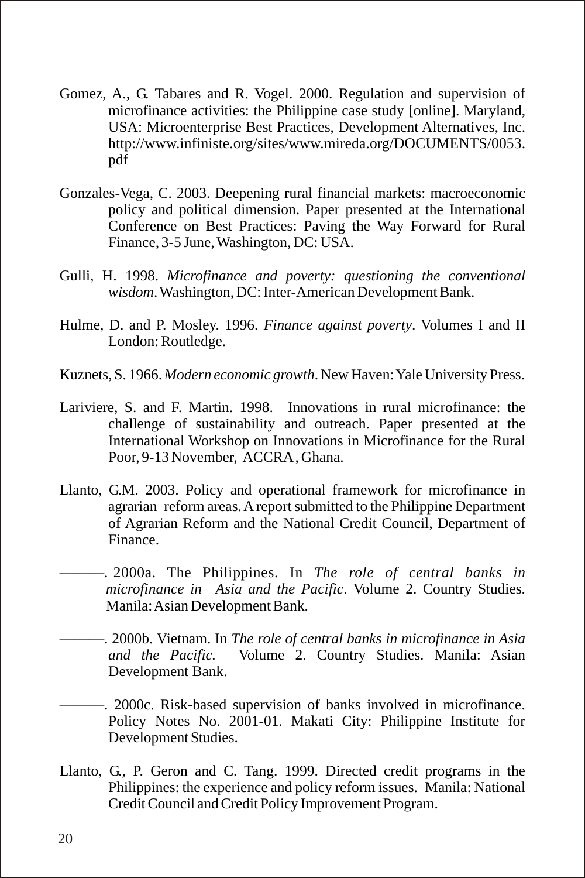Gomez, A., G. Tabares and R. Vogel. 2000. Regulation and supervision of microfinance activities: the Philippine case study [online]. Maryland, USA: Microenterprise Best Practices, Development Alternatives, Inc. http://www.infiniste.org/sites/www.mireda.org/DOCUMENTS/0053.pdf

Gonzales-Vega, C. 2003. Deepening rural financial markets: macroeconomic policy and political dimension. Paper presented at the International Conference on Best Practices: Paving the Way Forward for Rural Finance, 3-5 June, Washington, DC: USA.

Gulli, H. 1998. *Microfinance and poverty: questioning the conventional wisdom*. Washington, DC: Inter-American Development Bank.

Hulme, D. and P. Mosley. 1996. *Finance against poverty*. Volumes I and II London: Routledge.

Kuznets, S. 1966. *Modern economic growth*. New Haven: Yale University Press.

Lariviere, S. and F. Martin. 1998. Innovations in rural microfinance: the challenge of sustainability and outreach. Paper presented at the International Workshop on Innovations in Microfinance for the Rural Poor, 9-13 November, ACCRA, Ghana.

Llanto, G.M. 2003. Policy and operational framework for microfinance in agrarian reform areas. A report submitted to the Philippine Department of Agrarian Reform and the National Credit Council, Department of Finance.

———. 2000a. The Philippines. In *The role of central banks in microfinance in Asia and the Pacific*. Volume 2. Country Studies. Manila: Asian Development Bank.

———. 2000b. Vietnam. In *The role of central banks in microfinance in Asia and the Pacific.* Volume 2. Country Studies. Manila: Asian Development Bank.

———. 2000c. Risk-based supervision of banks involved in microfinance. Policy Notes No. 2001-01. Makati City: Philippine Institute for Development Studies.

Llanto, G., P. Geron and C. Tang. 1999. Directed credit programs in the Philippines: the experience and policy reform issues. Manila: National Credit Council and Credit Policy Improvement Program.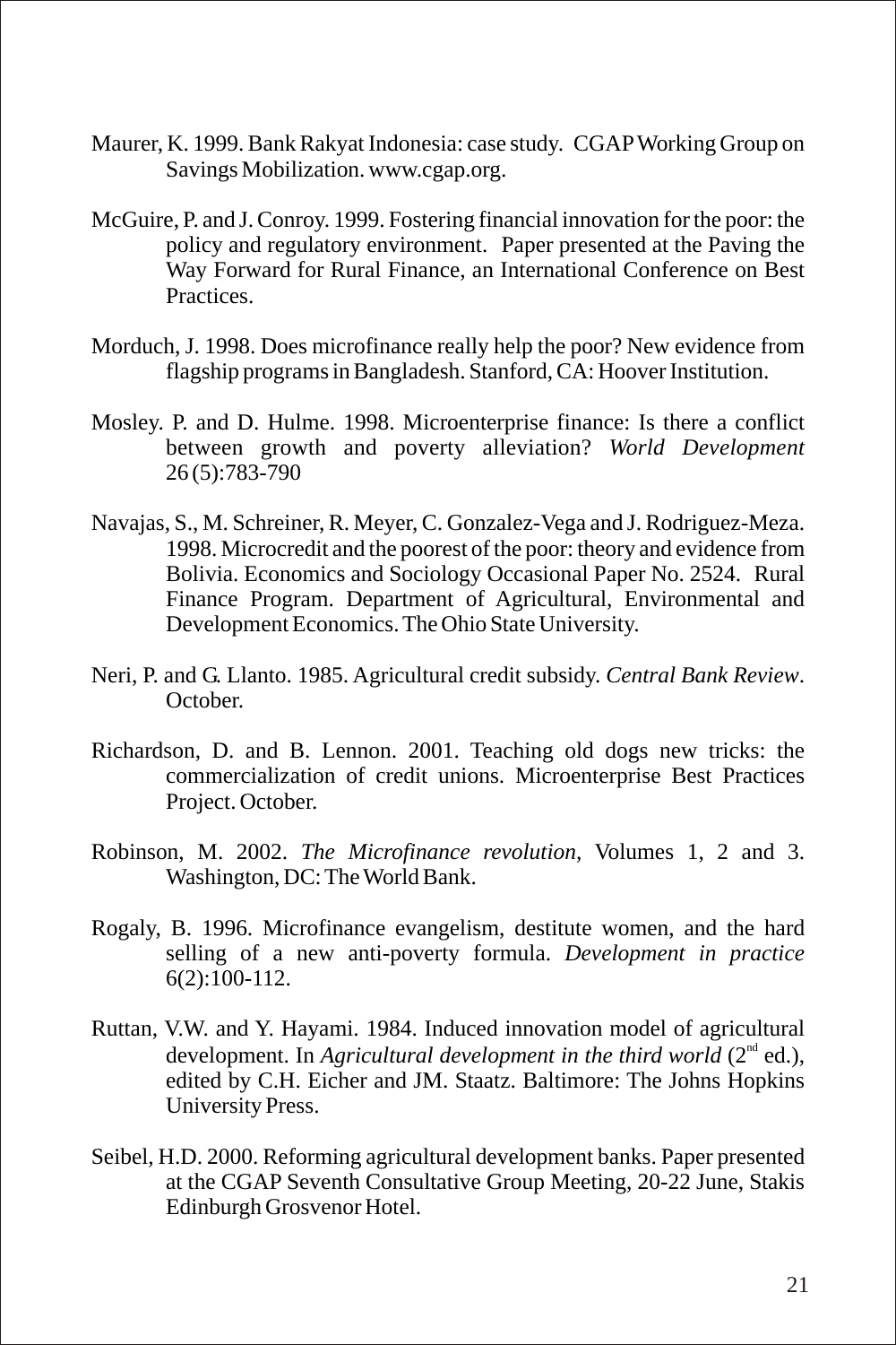Maurer, K. 1999. Bank Rakyat Indonesia: case study. CGAP Working Group on Savings Mobilization. www.cgap.org.

McGuire, P. and J. Conroy. 1999. Fostering financial innovation for the poor: the policy and regulatory environment. Paper presented at the Paving the Way Forward for Rural Finance, an International Conference on Best Practices.

Morduch, J. 1998. Does microfinance really help the poor? New evidence from flagship programs in Bangladesh. Stanford, CA: Hoover Institution.

Mosley. P. and D. Hulme. 1998. Microenterprise finance: Is there a conflict between growth and poverty alleviation? *World Development* 26 (5):783-790

Navajas, S., M. Schreiner, R. Meyer, C. Gonzalez-Vega and J. Rodriguez-Meza. 1998. Microcredit and the poorest of the poor: theory and evidence from Bolivia. Economics and Sociology Occasional Paper No. 2524. Rural Finance Program. Department of Agricultural, Environmental and Development Economics. The Ohio State University.

Neri, P. and G. Llanto. 1985. Agricultural credit subsidy. *Central Bank Review*. October.

Richardson, D. and B. Lennon. 2001. Teaching old dogs new tricks: the commercialization of credit unions. Microenterprise Best Practices Project. October.

Robinson, M. 2002. *The Microfinance revolution*, Volumes 1, 2 and 3. Washington, DC: The World Bank.

Rogaly, B. 1996. Microfinance evangelism, destitute women, and the hard selling of a new anti-poverty formula. *Development in practice* 6(2):100-112.

Ruttan, V.W. and Y. Hayami. 1984. Induced innovation model of agricultural development. In *Agricultural development in the third world* (2nd ed.), edited by C.H. Eicher and JM. Staatz. Baltimore: The Johns Hopkins University Press.

Seibel, H.D. 2000. Reforming agricultural development banks. Paper presented at the CGAP Seventh Consultative Group Meeting, 20-22 June, Stakis Edinburgh Grosvenor Hotel.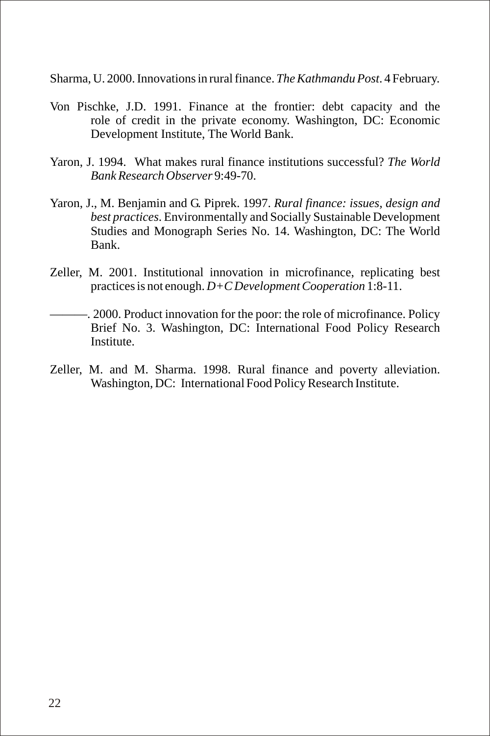Sharma, U. 2000. Innovations in rural finance. *The Kathmandu Post*. 4 February.

Von Pischke, J.D. 1991. Finance at the frontier: debt capacity and the role of credit in the private economy. Washington, DC: Economic Development Institute, The World Bank.

Yaron, J. 1994. What makes rural finance institutions successful? *The World Bank Research Observer* 9:49-70.

Yaron, J., M. Benjamin and G. Piprek. 1997. *Rural finance: issues, design and best practices*. Environmentally and Socially Sustainable Development Studies and Monograph Series No. 14. Washington, DC: The World Bank.

Zeller, M. 2001. Institutional innovation in microfinance, replicating best practices is not enough. *D+C Development Cooperation* 1:8-11.

———. 2000. Product innovation for the poor: the role of microfinance. Policy Brief No. 3. Washington, DC: International Food Policy Research Institute.

Zeller, M. and M. Sharma. 1998. Rural finance and poverty alleviation. Washington, DC: International Food Policy Research Institute.